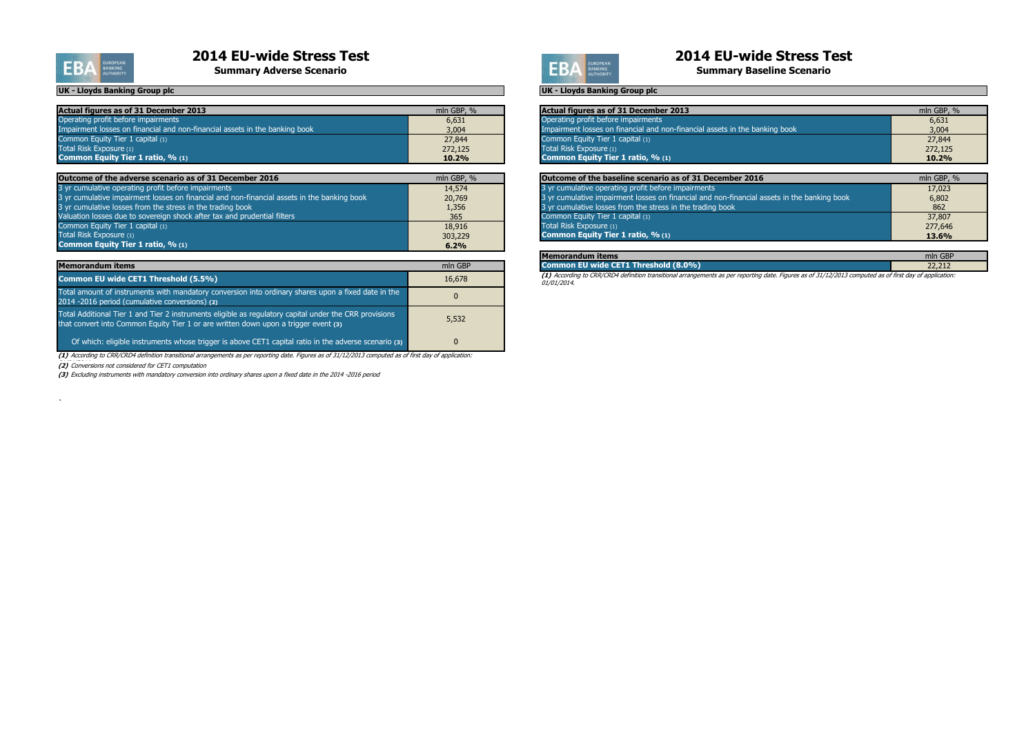# 2014 EU-wide Stress Test

## Summary Adverse Scenario

**UK - Lloyds Banking Group plc**

| **Actual figures as of 31 December 2013** | mln GBP, % |
|---|---|
| Operating profit before impairments | 6,631 |
| Impairment losses on financial and non-financial assets in the banking book | 3,004 |
| Common Equity Tier 1 capital (1) | 27,844 |
| Total Risk Exposure (1) | 272,125 |
| **Common Equity Tier 1 ratio, % (1)** | **10.2%** |

| **Outcome of the adverse scenario as of 31 December 2016** | mln GBP, % |
|---|---|
| 3 yr cumulative operating profit before impairments | 14,574 |
| 3 yr cumulative impairment losses on financial and non-financial assets in the banking book | 20,769 |
| 3 yr cumulative losses from the stress in the trading book | 1,356 |
| Valuation losses due to sovereign shock after tax and prudential filters | 365 |
| Common Equity Tier 1 capital (1) | 18,916 |
| Total Risk Exposure (1) | 303,229 |
| **Common Equity Tier 1 ratio, % (1)** | **6.2%** |

| **Memorandum items** | mln GBP |
|---|---|
| **Common EU wide CET1 Threshold (5.5%)** | 16,678 |
| Total amount of instruments with mandatory conversion into ordinary shares upon a fixed date in the 2014 -2016 period (cumulative conversions) (2) | 0 |
| Total Additional Tier 1 and Tier 2 instruments eligible as regulatory capital under the CRR provisions that convert into Common Equity Tier 1 or are written down upon a trigger event (3) | 5,532 |
| Of which: eligible instruments whose trigger is above CET1 capital ratio in the adverse scenario (3) | 0 |

*(1) According to CRR/CRD4 definition transitional arrangements as per reporting date. Figures as of 31/12/2013 computed as of first day of application:*

*(2) Conversions not considered for CET1 computation*

*(3) Excluding instruments with mandatory conversion into ordinary shares upon a fixed date in the 2014 -2016 period*

# 2014 EU-wide Stress Test

## Summary Baseline Scenario

**UK - Lloyds Banking Group plc**

| **Actual figures as of 31 December 2013** | mln GBP, % |
|---|---|
| Operating profit before impairments | 6,631 |
| Impairment losses on financial and non-financial assets in the banking book | 3,004 |
| Common Equity Tier 1 capital (1) | 27,844 |
| Total Risk Exposure (1) | 272,125 |
| **Common Equity Tier 1 ratio, % (1)** | **10.2%** |

| **Outcome of the baseline scenario as of 31 December 2016** | mln GBP, % |
|---|---|
| 3 yr cumulative operating profit before impairments | 17,023 |
| 3 yr cumulative impairment losses on financial and non-financial assets in the banking book | 6,802 |
| 3 yr cumulative losses from the stress in the trading book | 862 |
| Common Equity Tier 1 capital (1) | 37,807 |
| Total Risk Exposure (1) | 277,646 |
| **Common Equity Tier 1 ratio, % (1)** | **13.6%** |

| **Memorandum items** | mln GBP |
|---|---|
| **Common EU wide CET1 Threshold (8.0%)** | 22,212 |

*(1) According to CRR/CRD4 definition transitional arrangements as per reporting date. Figures as of 31/12/2013 computed as of first day of application: 01/01/2014.*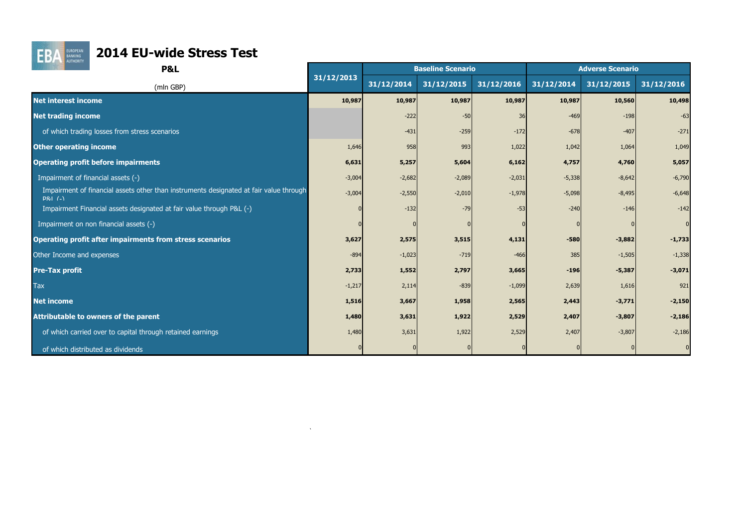# 2014 EU-wide Stress Test

## P&L

| (mln GBP) | 31/12/2013 | Baseline Scenario | | | Adverse Scenario | | |
|---|---|---|---|---|---|---|---|
| | | 31/12/2014 | 31/12/2015 | 31/12/2016 | 31/12/2014 | 31/12/2015 | 31/12/2016 |
| **Net interest income** | **10,987** | **10,987** | **10,987** | **10,987** | **10,987** | **10,560** | **10,498** |
| **Net trading income** | | -222 | -50 | 36 | -469 | -198 | -63 |
| of which trading losses from stress scenarios | | -431 | -259 | -172 | -678 | -407 | -271 |
| **Other operating income** | 1,646 | 958 | 993 | 1,022 | 1,042 | 1,064 | 1,049 |
| **Operating profit before impairments** | **6,631** | **5,257** | **5,604** | **6,162** | **4,757** | **4,760** | **5,057** |
| Impairment of financial assets (-) | -3,004 | -2,682 | -2,089 | -2,031 | -5,338 | -8,642 | -6,790 |
| Impairment of financial assets other than instruments designated at fair value through P&L (-) | -3,004 | -2,550 | -2,010 | -1,978 | -5,098 | -8,495 | -6,648 |
| Impairment Financial assets designated at fair value through P&L (-) | 0 | -132 | -79 | -53 | -240 | -146 | -142 |
| Impairment on non financial assets (-) | 0 | 0 | 0 | 0 | 0 | 0 | 0 |
| **Operating profit after impairments from stress scenarios** | **3,627** | **2,575** | **3,515** | **4,131** | **-580** | **-3,882** | **-1,733** |
| Other Income and expenses | -894 | -1,023 | -719 | -466 | 385 | -1,505 | -1,338 |
| **Pre-Tax profit** | **2,733** | **1,552** | **2,797** | **3,665** | **-196** | **-5,387** | **-3,071** |
| Tax | -1,217 | 2,114 | -839 | -1,099 | 2,639 | 1,616 | 921 |
| **Net income** | **1,516** | **3,667** | **1,958** | **2,565** | **2,443** | **-3,771** | **-2,150** |
| **Attributable to owners of the parent** | **1,480** | **3,631** | **1,922** | **2,529** | **2,407** | **-3,807** | **-2,186** |
| of which carried over to capital through retained earnings | 1,480 | 3,631 | 1,922 | 2,529 | 2,407 | -3,807 | -2,186 |
| of which distributed as dividends | 0 | 0 | 0 | 0 | 0 | 0 | 0 |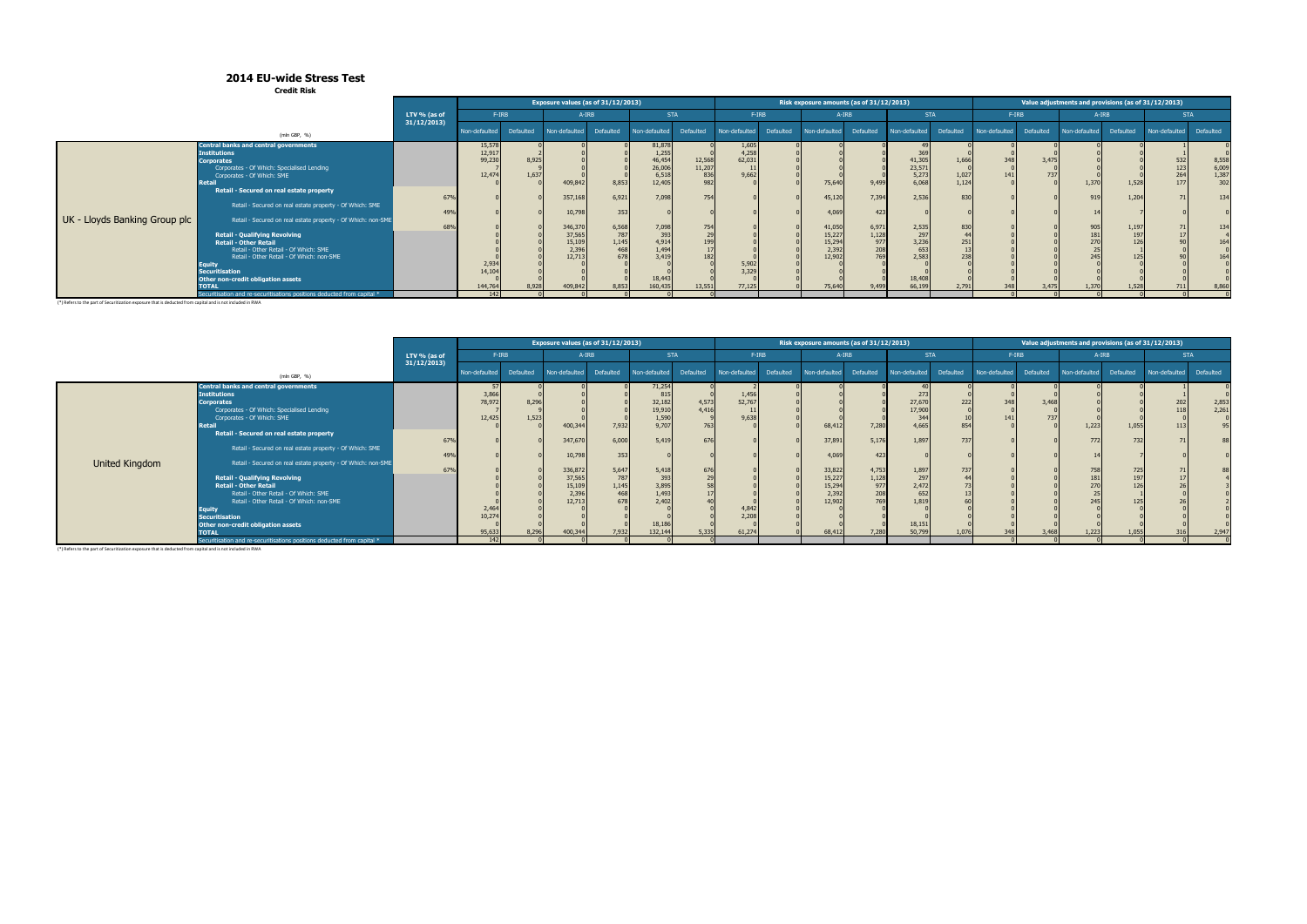# 2014 EU-wide Stress Test

**Credit Risk**

**UK - Lloyds Banking Group plc**

| (mln GBP, %) | LTV % (as of 31/12/2013) | Exposure values (as of 31/12/2013) F-IRB Non-defaulted | F-IRB Defaulted | A-IRB Non-defaulted | A-IRB Defaulted | STA Non-defaulted | STA Defaulted | Risk exposure amounts (as of 31/12/2013) F-IRB Non-defaulted | F-IRB Defaulted | A-IRB Non-defaulted | A-IRB Defaulted | STA Non-defaulted | STA Defaulted | Value adjustments and provisions (as of 31/12/2013) F-IRB Non-defaulted | F-IRB Defaulted | A-IRB Non-defaulted | A-IRB Defaulted | STA Non-defaulted | STA Defaulted |
|---|---|---|---|---|---|---|---|---|---|---|---|---|---|---|---|---|---|---|---|
| **Central banks and central governments** | | 15,578 | 0 | 0 | 0 | 81,878 | 0 | 1,605 | 0 | 0 | 0 | 49 | 0 | 0 | 0 | 0 | 0 | 1 | 0 |
| **Institutions** | | 12,917 | 2 | 0 | 0 | 1,255 | 0 | 4,258 | 0 | 0 | 0 | 369 | 0 | 0 | 0 | 0 | 0 | 1 | 0 |
| **Corporates** | | 99,230 | 8,925 | 0 | 0 | 46,454 | 12,568 | 62,031 | 0 | 0 | 0 | 41,305 | 1,666 | 348 | 3,475 | 0 | 0 | 532 | 8,558 |
| Corporates - Of Which: Specialised Lending | | 7 | 9 | 0 | 0 | 26,006 | 11,207 | 11 | 0 | 0 | 0 | 23,571 | 0 | 0 | 0 | 0 | 0 | 123 | 6,009 |
| Corporates - Of Which: SME | | 12,474 | 1,637 | 0 | 0 | 6,518 | 836 | 9,662 | 0 | 0 | 0 | 5,273 | 1,027 | 141 | 737 | 0 | 0 | 264 | 1,387 |
| **Retail** | | 0 | 0 | 409,842 | 8,853 | 12,405 | 982 | 0 | 0 | 75,640 | 9,499 | 6,068 | 1,124 | 0 | 0 | 1,370 | 1,528 | 177 | 302 |
| **Retail - Secured on real estate property** | 67% | 0 | 0 | 357,168 | 6,921 | 7,098 | 754 | 0 | 0 | 45,120 | 7,394 | 2,536 | 830 | 0 | 0 | 919 | 1,204 | 71 | 134 |
| Retail - Secured on real estate property - Of Which: SME | 49% | 0 | 0 | 10,798 | 353 | 0 | 0 | 0 | 0 | 4,069 | 423 | 0 | 0 | 0 | 0 | 14 | 7 | 0 | 0 |
| Retail - Secured on real estate property - Of Which: non-SME | 68% | 0 | 0 | 346,370 | 6,568 | 7,098 | 754 | 0 | 0 | 41,050 | 6,971 | 2,535 | 830 | 0 | 0 | 905 | 1,197 | 71 | 134 |
| **Retail - Qualifying Revolving** | | 0 | 0 | 37,565 | 787 | 393 | 29 | 0 | 0 | 15,227 | 1,128 | 297 | 44 | 0 | 0 | 181 | 197 | 17 | 4 |
| **Retail - Other Retail** | | 0 | 0 | 15,109 | 1,145 | 4,914 | 199 | 0 | 0 | 15,294 | 977 | 3,236 | 251 | 0 | 0 | 270 | 126 | 90 | 164 |
| Retail - Other Retail - Of Which: SME | | 0 | 0 | 2,396 | 468 | 1,494 | 17 | 0 | 0 | 2,392 | 208 | 653 | 13 | 0 | 0 | 25 | 1 | 0 | 0 |
| Retail - Other Retail - Of Which: non-SME | | 0 | 0 | 12,713 | 678 | 3,419 | 182 | 0 | 0 | 12,902 | 769 | 2,583 | 238 | 0 | 0 | 245 | 125 | 90 | 164 |
| **Equity** | | 2,934 | 0 | 0 | 0 | 0 | 0 | 5,902 | 0 | 0 | 0 | 0 | 0 | 0 | 0 | 0 | 0 | 0 | 0 |
| **Securitisation** | | 14,104 | 0 | 0 | 0 | 0 | 0 | 3,329 | 0 | 0 | 0 | 0 | 0 | 0 | 0 | 0 | 0 | 0 | 0 |
| **Other non-credit obligation assets** | | 0 | 0 | 0 | 0 | 18,443 | 0 | 0 | 0 | 0 | 0 | 18,408 | 0 | 0 | 0 | 0 | 0 | 0 | 0 |
| **TOTAL** | | 144,764 | 8,928 | 409,842 | 8,853 | 160,435 | 13,551 | 77,125 | 0 | 75,640 | 9,499 | 66,199 | 2,791 | 348 | 3,475 | 1,370 | 1,528 | 711 | 8,860 |
| Securitisation and re-securitisations positions deducted from capital * | | 142 | 0 | 0 | 0 | 0 | 0 | | | | | | | 0 | 0 | 0 | 0 | 0 | 0 |

(*) Refers to the part of Securitization exposure that is deducted from capital and is not included in RWA

**United Kingdom**

| (mln GBP, %) | LTV % (as of 31/12/2013) | Exposure values (as of 31/12/2013) F-IRB Non-defaulted | F-IRB Defaulted | A-IRB Non-defaulted | A-IRB Defaulted | STA Non-defaulted | STA Defaulted | Risk exposure amounts (as of 31/12/2013) F-IRB Non-defaulted | F-IRB Defaulted | A-IRB Non-defaulted | A-IRB Defaulted | STA Non-defaulted | STA Defaulted | Value adjustments and provisions (as of 31/12/2013) F-IRB Non-defaulted | F-IRB Defaulted | A-IRB Non-defaulted | A-IRB Defaulted | STA Non-defaulted | STA Defaulted |
|---|---|---|---|---|---|---|---|---|---|---|---|---|---|---|---|---|---|---|---|
| **Central banks and central governments** | | 57 | 0 | 0 | 0 | 71,254 | 0 | 2 | 0 | 0 | 0 | 40 | 0 | 0 | 0 | 0 | 0 | 1 | 0 |
| **Institutions** | | 3,866 | 0 | 0 | 0 | 815 | 0 | 1,456 | 0 | 0 | 0 | 273 | 0 | 0 | 0 | 0 | 0 | 1 | 0 |
| **Corporates** | | 78,972 | 8,296 | 0 | 0 | 32,182 | 4,573 | 52,767 | 0 | 0 | 0 | 27,670 | 222 | 348 | 3,468 | 0 | 0 | 202 | 2,853 |
| Corporates - Of Which: Specialised Lending | | 7 | 9 | 0 | 0 | 19,910 | 4,416 | 11 | 0 | 0 | 0 | 17,900 | 0 | 0 | 0 | 0 | 0 | 118 | 2,261 |
| Corporates - Of Which: SME | | 12,425 | 1,523 | 0 | 0 | 1,590 | 9 | 9,638 | 0 | 0 | 0 | 344 | 10 | 141 | 737 | 0 | 0 | 0 | 0 |
| **Retail** | | 0 | 0 | 400,344 | 7,932 | 9,707 | 763 | 0 | 0 | 68,412 | 7,280 | 4,665 | 854 | 0 | 0 | 1,223 | 1,055 | 113 | 95 |
| **Retail - Secured on real estate property** | 67% | 0 | 0 | 347,670 | 6,000 | 5,419 | 676 | 0 | 0 | 37,891 | 5,176 | 1,897 | 737 | 0 | 0 | 772 | 732 | 71 | 88 |
| Retail - Secured on real estate property - Of Which: SME | 49% | 0 | 0 | 10,798 | 353 | 0 | 0 | 0 | 0 | 4,069 | 423 | 0 | 0 | 0 | 0 | 14 | 7 | 0 | 0 |
| Retail - Secured on real estate property - Of Which: non-SME | 67% | 0 | 0 | 336,872 | 5,647 | 5,418 | 676 | 0 | 0 | 33,822 | 4,753 | 1,897 | 737 | 0 | 0 | 758 | 725 | 71 | 88 |
| **Retail - Qualifying Revolving** | | 0 | 0 | 37,565 | 787 | 393 | 29 | 0 | 0 | 15,227 | 1,128 | 297 | 44 | 0 | 0 | 181 | 197 | 17 | 4 |
| **Retail - Other Retail** | | 0 | 0 | 15,109 | 1,145 | 3,895 | 58 | 0 | 0 | 15,294 | 977 | 2,472 | 73 | 0 | 0 | 270 | 126 | 26 | 3 |
| Retail - Other Retail - Of Which: SME | | 0 | 0 | 2,396 | 468 | 1,493 | 17 | 0 | 0 | 2,392 | 208 | 652 | 13 | 0 | 0 | 25 | 1 | 0 | 0 |
| Retail - Other Retail - Of Which: non-SME | | 0 | 0 | 12,713 | 678 | 2,402 | 40 | 0 | 0 | 12,902 | 769 | 1,819 | 60 | 0 | 0 | 245 | 125 | 26 | 2 |
| **Equity** | | 2,464 | 0 | 0 | 0 | 0 | 0 | 4,842 | 0 | 0 | 0 | 0 | 0 | 0 | 0 | 0 | 0 | 0 | 0 |
| **Securitisation** | | 10,274 | 0 | 0 | 0 | 0 | 0 | 2,208 | 0 | 0 | 0 | 0 | 0 | 0 | 0 | 0 | 0 | 0 | 0 |
| **Other non-credit obligation assets** | | 0 | 0 | 0 | 0 | 18,186 | 0 | 0 | 0 | 0 | 0 | 18,151 | 0 | 0 | 0 | 0 | 0 | 0 | 0 |
| **TOTAL** | | 95,633 | 8,296 | 400,344 | 7,932 | 132,144 | 5,335 | 61,274 | 0 | 68,412 | 7,280 | 50,799 | 1,076 | 348 | 3,468 | 1,223 | 1,055 | 316 | 2,947 |
| Securitisation and re-securitisations positions deducted from capital * | | 142 | 0 | 0 | 0 | 0 | 0 | | | | | | | 0 | 0 | 0 | 0 | 0 | 0 |

(*) Refers to the part of Securitization exposure that is deducted from capital and is not included in RWA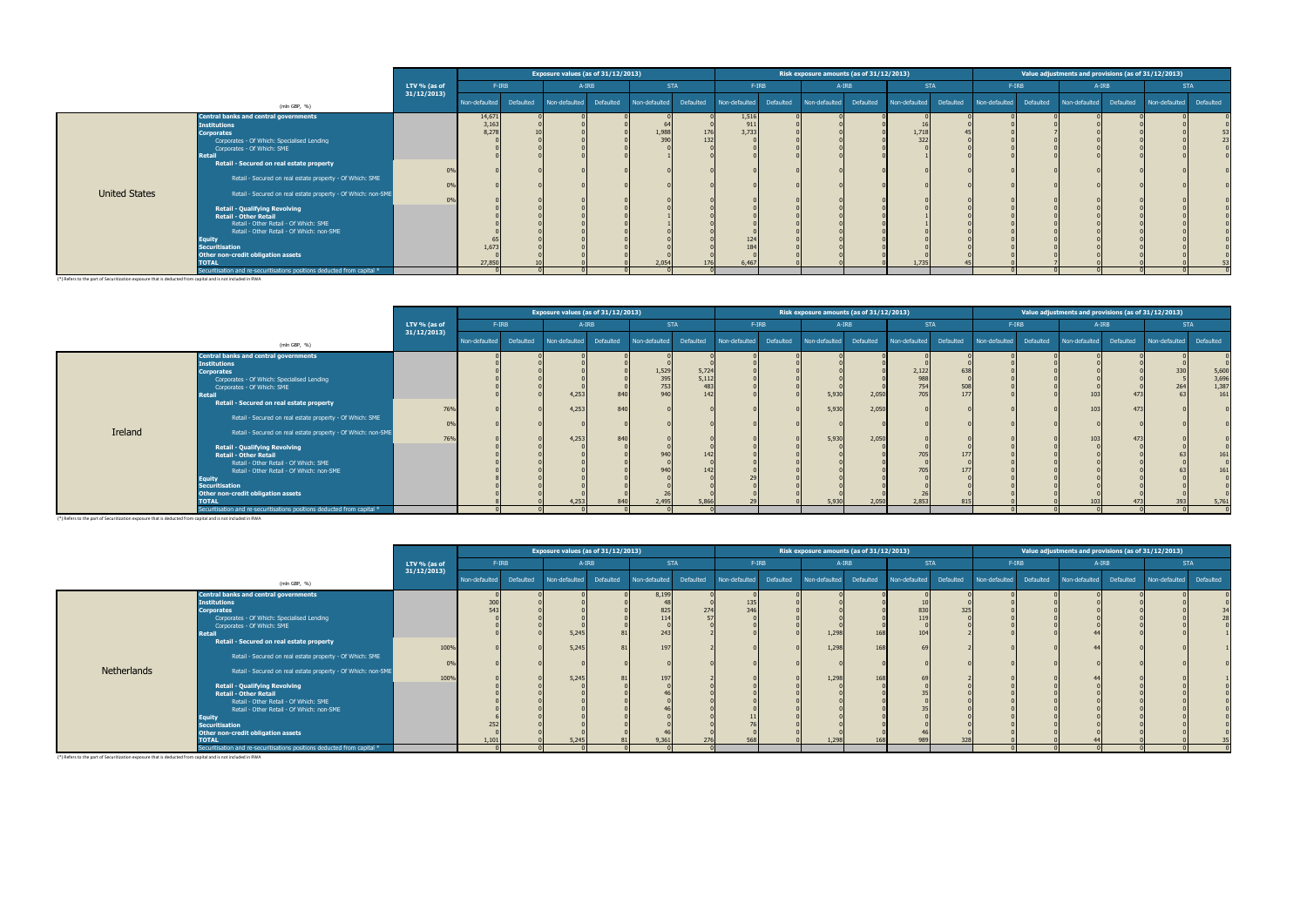| United States | (mln GBP, %) | LTV % (as of 31/12/2013) | Exposure values (as of 31/12/2013) | | | | | | Risk exposure amounts (as of 31/12/2013) | | | | | | Value adjustments and provisions (as of 31/12/2013) | | | | | |
|---|---|---|---|---|---|---|---|---|---|---|---|---|---|---|---|---|---|---|---|---|
| | | | F-IRB | | A-IRB | | STA | | F-IRB | | A-IRB | | STA | | F-IRB | | A-IRB | | STA | |
| | | | Non-defaulted | Defaulted | Non-defaulted | Defaulted | Non-defaulted | Defaulted | Non-defaulted | Defaulted | Non-defaulted | Defaulted | Non-defaulted | Defaulted | Non-defaulted | Defaulted | Non-defaulted | Defaulted | Non-defaulted | Defaulted |
| | **Central banks and central governments** | | 14,671 | 0 | 0 | 0 | 0 | 0 | 1,516 | 0 | 0 | 0 | 0 | 0 | 0 | 0 | 0 | 0 | 0 | 0 |
| | **Institutions** | | 3,163 | 0 | 0 | 0 | 64 | 0 | 911 | 0 | 0 | 0 | 16 | 0 | 0 | 0 | 0 | 0 | 0 | 0 |
| | **Corporates** | | 8,278 | 10 | 0 | 0 | 1,988 | 176 | 3,733 | 0 | 0 | 0 | 1,718 | 45 | 0 | 7 | 0 | 0 | 0 | 53 |
| | Corporates - Of Which: Specialised Lending | | 0 | 0 | 0 | 0 | 390 | 132 | 0 | 0 | 0 | 0 | 322 | 0 | 0 | 0 | 0 | 0 | 0 | 23 |
| | Corporates - Of Which: SME | | 0 | 0 | 0 | 0 | 0 | 0 | 0 | 0 | 0 | 0 | 0 | 0 | 0 | 0 | 0 | 0 | 0 | 0 |
| | **Retail** | | 0 | 0 | 0 | 0 | 1 | 0 | 0 | 0 | 0 | 0 | 1 | 0 | 0 | 0 | 0 | 0 | 0 | 0 |
| | **Retail - Secured on real estate property** | 0% | 0 | 0 | 0 | 0 | 0 | 0 | 0 | 0 | 0 | 0 | 0 | 0 | 0 | 0 | 0 | 0 | 0 | 0 |
| | Retail - Secured on real estate property - Of Which: SME | 0% | 0 | 0 | 0 | 0 | 0 | 0 | 0 | 0 | 0 | 0 | 0 | 0 | 0 | 0 | 0 | 0 | 0 | 0 |
| | Retail - Secured on real estate property - Of Which: non-SME | 0% | 0 | 0 | 0 | 0 | 0 | 0 | 0 | 0 | 0 | 0 | 0 | 0 | 0 | 0 | 0 | 0 | 0 | 0 |
| | **Retail - Qualifying Revolving** | | 0 | 0 | 0 | 0 | 0 | 0 | 0 | 0 | 0 | 0 | 0 | 0 | 0 | 0 | 0 | 0 | 0 | 0 |
| | **Retail - Other Retail** | | 0 | 0 | 0 | 0 | 1 | 0 | 0 | 0 | 0 | 0 | 1 | 0 | 0 | 0 | 0 | 0 | 0 | 0 |
| | Retail - Other Retail - Of Which: SME | | 0 | 0 | 0 | 0 | 1 | 0 | 0 | 0 | 0 | 0 | 1 | 0 | 0 | 0 | 0 | 0 | 0 | 0 |
| | Retail - Other Retail - Of Which: non-SME | | 0 | 0 | 0 | 0 | 0 | 0 | 0 | 0 | 0 | 0 | 0 | 0 | 0 | 0 | 0 | 0 | 0 | 0 |
| | **Equity** | | 65 | 0 | 0 | 0 | 0 | 0 | 124 | 0 | 0 | 0 | 0 | 0 | 0 | 0 | 0 | 0 | 0 | 0 |
| | **Securitisation** | | 1,673 | 0 | 0 | 0 | 0 | 0 | 184 | 0 | 0 | 0 | 0 | 0 | 0 | 0 | 0 | 0 | 0 | 0 |
| | **Other non-credit obligation assets** | | 0 | 0 | 0 | 0 | 0 | 0 | 0 | 0 | 0 | 0 | 0 | 0 | 0 | 0 | 0 | 0 | 0 | 0 |
| | **TOTAL** | | 27,850 | 10 | 0 | 0 | 2,054 | 176 | 6,467 | 0 | 0 | 0 | 1,735 | 45 | 0 | 7 | 0 | 0 | 0 | 53 |
| | Securitisation and re-securitisations positions deducted from capital * | | 0 | 0 | 0 | 0 | 0 | 0 | | | | | | | 0 | 0 | 0 | 0 | 0 | 0 |

(*) Refers to the part of Securitization exposure that is deducted from capital and is not included in RWA

| Ireland | (mln GBP, %) | LTV % (as of 31/12/2013) | Exposure values (as of 31/12/2013) | | | | | | Risk exposure amounts (as of 31/12/2013) | | | | | | Value adjustments and provisions (as of 31/12/2013) | | | | | |
|---|---|---|---|---|---|---|---|---|---|---|---|---|---|---|---|---|---|---|---|---|
| | | | F-IRB | | A-IRB | | STA | | F-IRB | | A-IRB | | STA | | F-IRB | | A-IRB | | STA | |
| | | | Non-defaulted | Defaulted | Non-defaulted | Defaulted | Non-defaulted | Defaulted | Non-defaulted | Defaulted | Non-defaulted | Defaulted | Non-defaulted | Defaulted | Non-defaulted | Defaulted | Non-defaulted | Defaulted | Non-defaulted | Defaulted |
| | **Central banks and central governments** | | 0 | 0 | 0 | 0 | 0 | 0 | 0 | 0 | 0 | 0 | 0 | 0 | 0 | 0 | 0 | 0 | 0 | 0 |
| | **Institutions** | | 0 | 0 | 0 | 0 | 0 | 0 | 0 | 0 | 0 | 0 | 0 | 0 | 0 | 0 | 0 | 0 | 0 | 0 |
| | **Corporates** | | 0 | 0 | 0 | 0 | 1,529 | 5,724 | 0 | 0 | 0 | 0 | 2,122 | 638 | 0 | 0 | 0 | 0 | 330 | 5,600 |
| | Corporates - Of Which: Specialised Lending | | 0 | 0 | 0 | 0 | 395 | 5,112 | 0 | 0 | 0 | 0 | 988 | 0 | 0 | 0 | 0 | 0 | 5 | 3,696 |
| | Corporates - Of Which: SME | | 0 | 0 | 0 | 0 | 753 | 483 | 0 | 0 | 0 | 0 | 754 | 508 | 0 | 0 | 0 | 0 | 264 | 1,387 |
| | **Retail** | | 0 | 0 | 4,253 | 840 | 940 | 142 | 0 | 0 | 5,930 | 2,050 | 705 | 177 | 0 | 0 | 103 | 473 | 63 | 161 |
| | **Retail - Secured on real estate property** | 76% | 0 | 0 | 4,253 | 840 | 0 | 0 | 0 | 0 | 5,930 | 2,050 | 0 | 0 | 0 | 0 | 103 | 473 | 0 | 0 |
| | Retail - Secured on real estate property - Of Which: SME | 0% | 0 | 0 | 0 | 0 | 0 | 0 | 0 | 0 | 0 | 0 | 0 | 0 | 0 | 0 | 0 | 0 | 0 | 0 |
| | Retail - Secured on real estate property - Of Which: non-SME | 76% | 0 | 0 | 4,253 | 840 | 0 | 0 | 0 | 0 | 5,930 | 2,050 | 0 | 0 | 0 | 0 | 103 | 473 | 0 | 0 |
| | **Retail - Qualifying Revolving** | | 0 | 0 | 0 | 0 | 0 | 0 | 0 | 0 | 0 | 0 | 0 | 0 | 0 | 0 | 0 | 0 | 0 | 0 |
| | **Retail - Other Retail** | | 0 | 0 | 0 | 0 | 940 | 142 | 0 | 0 | 0 | 0 | 705 | 177 | 0 | 0 | 0 | 0 | 63 | 161 |
| | Retail - Other Retail - Of Which: SME | | 0 | 0 | 0 | 0 | 0 | 0 | 0 | 0 | 0 | 0 | 0 | 0 | 0 | 0 | 0 | 0 | 0 | 0 |
| | Retail - Other Retail - Of Which: non-SME | | 0 | 0 | 0 | 0 | 940 | 142 | 0 | 0 | 0 | 0 | 705 | 177 | 0 | 0 | 0 | 0 | 63 | 161 |
| | **Equity** | | 8 | 0 | 0 | 0 | 0 | 0 | 29 | 0 | 0 | 0 | 0 | 0 | 0 | 0 | 0 | 0 | 0 | 0 |
| | **Securitisation** | | 0 | 0 | 0 | 0 | 0 | 0 | 0 | 0 | 0 | 0 | 0 | 0 | 0 | 0 | 0 | 0 | 0 | 0 |
| | **Other non-credit obligation assets** | | 0 | 0 | 0 | 0 | 26 | 0 | 0 | 0 | 0 | 0 | 26 | 0 | 0 | 0 | 0 | 0 | 0 | 0 |
| | **TOTAL** | | 8 | 0 | 4,253 | 840 | 2,495 | 5,866 | 29 | 0 | 5,930 | 2,050 | 2,853 | 815 | 0 | 0 | 103 | 473 | 393 | 5,761 |
| | Securitisation and re-securitisations positions deducted from capital * | | 0 | 0 | 0 | 0 | 0 | 0 | | | | | | | 0 | 0 | 0 | 0 | 0 | 0 |

(*) Refers to the part of Securitization exposure that is deducted from capital and is not included in RWA

| Netherlands | (mln GBP, %) | LTV % (as of 31/12/2013) | Exposure values (as of 31/12/2013) | | | | | | Risk exposure amounts (as of 31/12/2013) | | | | | | Value adjustments and provisions (as of 31/12/2013) | | | | | |
|---|---|---|---|---|---|---|---|---|---|---|---|---|---|---|---|---|---|---|---|---|
| | | | F-IRB | | A-IRB | | STA | | F-IRB | | A-IRB | | STA | | F-IRB | | A-IRB | | STA | |
| | | | Non-defaulted | Defaulted | Non-defaulted | Defaulted | Non-defaulted | Defaulted | Non-defaulted | Defaulted | Non-defaulted | Defaulted | Non-defaulted | Defaulted | Non-defaulted | Defaulted | Non-defaulted | Defaulted | Non-defaulted | Defaulted |
| | **Central banks and central governments** | | 0 | 0 | 0 | 0 | 8,199 | 0 | 0 | 0 | 0 | 0 | 0 | 0 | 0 | 0 | 0 | 0 | 0 | 0 |
| | **Institutions** | | 300 | 0 | 0 | 0 | 48 | 0 | 135 | 0 | 0 | 0 | 10 | 0 | 0 | 0 | 0 | 0 | 0 | 0 |
| | **Corporates** | | 543 | 0 | 0 | 0 | 825 | 274 | 346 | 0 | 0 | 0 | 830 | 325 | 0 | 0 | 0 | 0 | 0 | 34 |
| | Corporates - Of Which: Specialised Lending | | 0 | 0 | 0 | 0 | 114 | 57 | 0 | 0 | 0 | 0 | 119 | 0 | 0 | 0 | 0 | 0 | 0 | 28 |
| | Corporates - Of Which: SME | | 0 | 0 | 0 | 0 | 0 | 0 | 0 | 0 | 0 | 0 | 0 | 0 | 0 | 0 | 0 | 0 | 0 | 0 |
| | **Retail** | | 0 | 0 | 5,245 | 81 | 243 | 2 | 0 | 0 | 1,298 | 168 | 104 | 2 | 0 | 0 | 44 | 0 | 0 | 1 |
| | **Retail - Secured on real estate property** | 100% | 0 | 0 | 5,245 | 81 | 197 | 2 | 0 | 0 | 1,298 | 168 | 69 | 2 | 0 | 0 | 44 | 0 | 0 | 1 |
| | Retail - Secured on real estate property - Of Which: SME | 0% | 0 | 0 | 0 | 0 | 0 | 0 | 0 | 0 | 0 | 0 | 0 | 0 | 0 | 0 | 0 | 0 | 0 | 0 |
| | Retail - Secured on real estate property - Of Which: non-SME | 100% | 0 | 0 | 5,245 | 81 | 197 | 2 | 0 | 0 | 1,298 | 168 | 69 | 2 | 0 | 0 | 44 | 0 | 0 | 1 |
| | **Retail - Qualifying Revolving** | | 0 | 0 | 0 | 0 | 0 | 0 | 0 | 0 | 0 | 0 | 0 | 0 | 0 | 0 | 0 | 0 | 0 | 0 |
| | **Retail - Other Retail** | | 0 | 0 | 0 | 0 | 46 | 0 | 0 | 0 | 0 | 0 | 35 | 0 | 0 | 0 | 0 | 0 | 0 | 0 |
| | Retail - Other Retail - Of Which: SME | | 0 | 0 | 0 | 0 | 0 | 0 | 0 | 0 | 0 | 0 | 0 | 0 | 0 | 0 | 0 | 0 | 0 | 0 |
| | Retail - Other Retail - Of Which: non-SME | | 0 | 0 | 0 | 0 | 46 | 0 | 0 | 0 | 0 | 0 | 35 | 0 | 0 | 0 | 0 | 0 | 0 | 0 |
| | **Equity** | | 6 | 0 | 0 | 0 | 0 | 0 | 11 | 0 | 0 | 0 | 0 | 0 | 0 | 0 | 0 | 0 | 0 | 0 |
| | **Securitisation** | | 252 | 0 | 0 | 0 | 0 | 0 | 76 | 0 | 0 | 0 | 0 | 0 | 0 | 0 | 0 | 0 | 0 | 0 |
| | **Other non-credit obligation assets** | | 0 | 0 | 0 | 0 | 46 | 0 | 0 | 0 | 0 | 0 | 46 | 0 | 0 | 0 | 0 | 0 | 0 | 0 |
| | **TOTAL** | | 1,101 | 0 | 5,245 | 81 | 9,361 | 276 | 568 | 0 | 1,298 | 168 | 989 | 328 | 0 | 0 | 44 | 0 | 0 | 35 |
| | Securitisation and re-securitisations positions deducted from capital * | | 0 | 0 | 0 | 0 | 0 | 0 | | | | | | | 0 | 0 | 0 | 0 | 0 | 0 |

(*) Refers to the part of Securitization exposure that is deducted from capital and is not included in RWA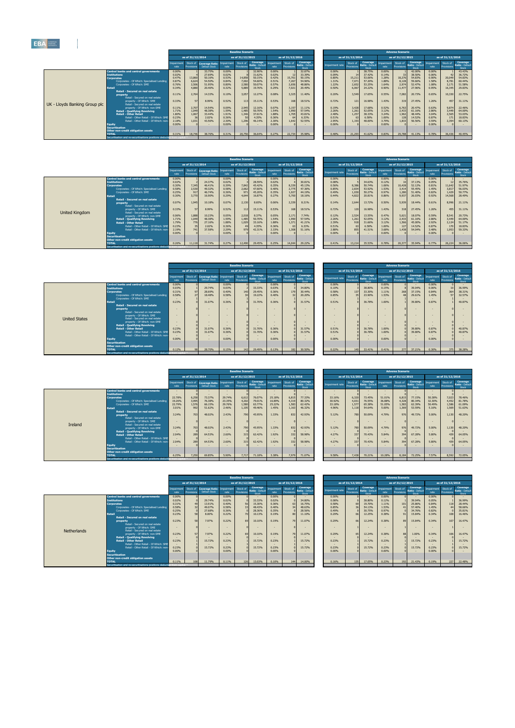## UK - Lloyds Banking Group plc

| | Baseline Scenario | | | | | | | | | Adverse Scenario | | | | | | | | |
|---|---|---|---|---|---|---|---|---|---|---|---|---|---|---|---|---|---|---|
| | as of 31/12/2014 | | | as of 31/12/2015 | | | as of 31/12/2016 | | | as of 31/12/2014 | | | as of 31/12/2015 | | | as of 31/12/2016 | | |
| | Impairment rate | Stock of Provisions | Coverage Ratio - Default Stock | Impairment rate | Stock of Provisions | Coverage Ratio - Default Stock | Impairment rate | Stock of Provisions | Coverage Ratio - Default Stock | Impairment rate | Stock of Provisions | Coverage Ratio - Default Stock | Impairment rate | Stock of Provisions | Coverage Ratio - Default Stock | Impairment rate | Stock of Provisions | Coverage Ratio - Default Stock |
| Central banks and central governments | 0.00% | 1 | 33.75% | 0.00% | 1 | 32.90% | 0.00% | 1 | 32.87% | 0.00% | 1 | 38.75% | 0.00% | 1 | 42.00% | 0.00% | 1 | 43.43% |
| Institutions | 0.02% | 4 | 27.69% | 0.02% | 8 | 31.62% | 0.02% | 12 | 33.39% | 0.09% | 14 | 37.42% | 0.14% | 33 | 38.50% | 0.06% | 42 | 36.72% |
| Corporates | 0.47% | 13,860 | 50.16% | 0.53% | 14,858 | 50.15% | 0.42% | 15,701 | 50.15% | 0.80% | 15,211 | 53.06% | 1.28% | 18,276 | 54.83% | 0.90% | 20,049 | 54.83% |
| Corporates - Of Which: Specialised Lending | 0.87% | 8,624 | 54.50% | 0.84% | 7,002 | 54.60% | 0.51% | 7,267 | 54.96% | 1.31% | 7,071 | 57.20% | 1.88% | 8,128 | 59.66% | 1.58% | 8,781 | 60.44% |
| Corporates - Of Which: SME | 0.76% | 2,506 | 51.95% | 0.80% | 2,580 | 50.07% | 0.57% | 2,656 | 48.86% | 1.22% | 2,652 | 53.25% | 1.64% | 2,974 | 52.47% | 1.08% | 3,171 | 51.58% |
| Retail | 0.34% | 4,880 | 20.46% | 0.32% | 5,889 | 19.76% | 0.29% | 7,021 | 20.49% | 0.50% | 6,067 | 24.22% | 0.90% | 11,477 | 27.96% | 0.95% | 16,345 | 29.83% |
| Retail - Secured on real estate property | 0.11% | 2,764 | 14.33% | 0.10% | 3,057 | 12.27% | 0.08% | 3,325 | 11.40% | 0.20% | 3,549 | 17.65% | 0.55% | 7,082 | 20.73% | 0.65% | 10,330 | 22.75% |
| Retail - Secured on real estate property - Of Which: SME | 0.33% | 57 | 8.99% | 0.52% | 113 | 15.11% | 0.53% | 168 | 18.51% | 0.72% | 121 | 16.98% | 1.43% | 319 | 27.45% | 1.26% | 457 | 31.11% |
| Retail - Secured on real estate property - Of Which: non-SME | 0.11% | 2,707 | 14.54% | 0.09% | 2,945 | 12.16% | 0.07% | 3,157 | 11.11% | 0.19% | 3,428 | 17.68% | 0.52% | 6,763 | 20.47% | 0.63% | 9,874 | 22.46% |
| Retail - Qualifying Revolving | 1.71% | 1,049 | 48.18% | 1.59% | 1,485 | 50.76% | 1.54% | 1,990 | 57.54% | 2.26% | 1,261 | 52.05% | 3.12% | 2,433 | 61.16% | 2.86% | 3,446 | 64.00% |
| Retail - Other Retail | 1.80% | 1,067 | 33.44% | 1.91% | 1,346 | 37.61% | 1.88% | 1,705 | 43.81% | 2.48% | 1,257 | 38.33% | 3.24% | 1,962 | 48.44% | 3.04% | 2,565 | 53.03% |
| Retail - Other Retail - Of Which: SME | 0.23% | 36 | 2.02% | 0.36% | 50 | 4.35% | 0.36% | 64 | 6.33% | 0.51% | 63 | 6.58% | 1.00% | 128 | 14.52% | 0.87% | 171 | 18.83% |
| Retail - Other Retail - Of Which: non-SME | 2.18% | 1,031 | 43.56% | 2.30% | 1,296 | 46.14% | 2.30% | 1,642 | 52.55% | 2.95% | 1,193 | 48.00% | 3.79% | 1,833 | 56.56% | 3.59% | 2,394 | 60.13% |
| Equity | 0.00% | 0 | - | 0.00% | 0 | - | 0.00% | 0 | - | 0.00% | 0 | - | 0.00% | 0 | - | 0.00% | 0 | - |
| Securitisation | | | | | | | | | | | | | | | | | | |
| Other non-credit obligation assets | | | | | | | | | | | | | | | | | | |
| TOTAL | 0.31% | 18,746 | 38.76% | 0.31% | 20,756 | 36.64% | 0.27% | 22,734 | 35.98% | 0.48% | 21,293 | 41.62% | 0.83% | 29,788 | 41.13% | 0.78% | 36,436 | 40.45% |
| Securitisation and re-securitisations positions deducted from capital * | | | | | | | | | | | | | | | | | | |

## United Kingdom

| | Baseline Scenario | | | | | | | | | Adverse Scenario | | | | | | | | |
|---|---|---|---|---|---|---|---|---|---|---|---|---|---|---|---|---|---|---|
| | as of 31/12/2014 | | | as of 31/12/2015 | | | as of 31/12/2016 | | | as of 31/12/2014 | | | as of 31/12/2015 | | | as of 31/12/2016 | | |
| | Impairment rate | Stock of Provisions | Coverage Ratio - Default Stock | Impairment rate | Stock of Provisions | Coverage Ratio - Default Stock | Impairment rate | Stock of Provisions | Coverage Ratio - Default Stock | Impairment rate | Stock of Provisions | Coverage Ratio - Default Stock | Impairment rate | Stock of Provisions | Coverage Ratio - Default Stock | Impairment rate | Stock of Provisions | Coverage Ratio - Default Stock |
| Central banks and central governments | 0.00% | 1 | - | 0.00% | 1 | - | 0.00% | 1 | - | 0.00% | 1 | - | 0.00% | 1 | - | 0.00% | 1 | - |
| Institutions | 0.02% | 2 | 24.37% | 0.02% | 3 | 28.59% | 0.02% | 4 | 30.81% | 0.06% | 5 | 34.63% | 0.12% | 10 | 37.13% | 0.05% | 12 | 35.76% |
| Corporates | 0.30% | 7,345 | 46.41% | 0.39% | 7,842 | 45.42% | 0.35% | 8,339 | 45.13% | 0.56% | 8,386 | 50.74% | 1.06% | 10,428 | 52.12% | 0.81% | 11,642 | 51.97% |
| Corporates - Of Which: Specialised Lending | 0.58% | 2,530 | 49.32% | 0.58% | 2,682 | 47.60% | 0.40% | 2,775 | 47.36% | 0.85% | 2,834 | 53.92% | 1.53% | 3,414 | 55.45% | 1.45% | 3,817 | 56.03% |
| Corporates - Of Which: SME | 0.25% | 917 | 46.74% | 0.36% | 971 | 45.20% | 0.35% | 1,027 | 44.19% | 0.49% | 1,030 | 50.27% | 0.97% | 1,280 | 51.40% | 0.82% | 1,429 | 50.77% |
| Retail | 0.30% | 3,770 | 16.50% | 0.29% | 4,644 | 16.02% | 0.27% | 5,700 | 18.16% | 0.44% | 4,822 | 20.81% | 0.86% | 9,937 | 26.03% | 0.92% | 14,568 | 28.49% |
| Retail - Secured on real estate property | 0.07% | 1,945 | 10.18% | 0.07% | 2,130 | 8.65% | 0.06% | 2,339 | 8.21% | 0.14% | 2,644 | 13.72% | 0.50% | 5,939 | 18.44% | 0.61% | 8,996 | 21.11% |
| Retail - Secured on real estate property - Of Which: SME | 0.33% | 57 | 8.99% | 0.52% | 112 | 15.11% | 0.53% | 168 | 18.51% | 0.72% | 120 | 16.98% | 1.43% | 318 | 27.45% | 1.26% | 455 | 31.11% |
| Retail - Secured on real estate property - Of Which: non-SME | 0.06% | 1,888 | 10.23% | 0.05% | 2,018 | 8.37% | 0.05% | 2,171 | 7.74% | 0.12% | 2,524 | 13.55% | 0.47% | 5,621 | 18.07% | 0.59% | 8,541 | 20.73% |
| Retail - Qualifying Revolving | 1.71% | 1,049 | 48.18% | 1.59% | 1,485 | 50.76% | 1.54% | 1,990 | 57.54% | 2.26% | 1,261 | 52.05% | 3.12% | 2,433 | 61.16% | 2.86% | 3,446 | 64.00% |
| Retail - Other Retail | 1.79% | 776 | 27.16% | 1.88% | 1,028 | 33.16% | 1.88% | 1,371 | 41.21% | 2.39% | 918 | 31.66% | 3.12% | 1,566 | 45.00% | 2.93% | 2,124 | 51.17% |
| Retail - Other Retail - Of Which: SME | 0.23% | 35 | 2.02% | 0.36% | 49 | 4.35% | 0.36% | 63 | 6.33% | 0.51% | 63 | 6.58% | 1.00% | 127 | 14.52% | 0.87% | 170 | 18.83% |
| Retail - Other Retail - Of Which: non-SME | 2.19% | 741 | 37.58% | 2.29% | 979 | 42.31% | 2.33% | 1,308 | 51.16% | 2.88% | 855 | 41.51% | 3.68% | 1,438 | 54.04% | 3.48% | 1,953 | 59.33% |
| Equity | 0.00% | 0 | - | 0.00% | 0 | - | 0.00% | 0 | - | 0.00% | 0 | - | 0.00% | 0 | - | 0.00% | 0 | - |
| Securitisation | | | | | | | | | | | | | | | | | | |
| Other non-credit obligation assets | | | | | | | | | | | | | | | | | | |
| TOTAL | 0.26% | 11,118 | 31.74% | 0.27% | 12,490 | 29.45% | 0.25% | 14,044 | 29.22% | 0.41% | 13,214 | 35.53% | 0.78% | 20,377 | 35.94% | 0.77% | 26,224 | 36.06% |
| Securitisation and re-securitisations positions deducted from capital * | | | | | | | | | | | | | | | | | | |

## United States

| | Baseline Scenario | | | | | | | | | Adverse Scenario | | | | | | | | |
|---|---|---|---|---|---|---|---|---|---|---|---|---|---|---|---|---|---|---|
| | as of 31/12/2014 | | | as of 31/12/2015 | | | as of 31/12/2016 | | | as of 31/12/2014 | | | as of 31/12/2015 | | | as of 31/12/2016 | | |
| | Impairment rate | Stock of Provisions | Coverage Ratio - Default Stock | Impairment rate | Stock of Provisions | Coverage Ratio - Default Stock | Impairment rate | Stock of Provisions | Coverage Ratio - Default Stock | Impairment rate | Stock of Provisions | Coverage Ratio - Default Stock | Impairment rate | Stock of Provisions | Coverage Ratio - Default Stock | Impairment rate | Stock of Provisions | Coverage Ratio - Default Stock |
| Central banks and central governments | 0.00% | 0 | - | 0.00% | 0 | - | 0.00% | 0 | - | 0.00% | 0 | - | 0.00% | 0 | - | 0.00% | 0 | - |
| Institutions | 0.03% | 1 | 29.74% | 0.03% | 2 | 33.33% | 0.03% | 3 | 34.80% | 0.10% | 3 | 38.80% | 0.15% | 8 | 39.04% | 0.06% | 10 | 36.99% |
| Corporates | 0.31% | 97 | 28.69% | 0.40% | 140 | 29.45% | 0.36% | 179 | 30.44% | 0.58% | 137 | 33.30% | 1.11% | 268 | 37.15% | 0.84% | 364 | 38.31% |
| Corporates - Of Which: Specialised Lending | 0.58% | 27 | 18.48% | 0.58% | 30 | 19.22% | 0.40% | 32 | 20.20% | 0.85% | 35 | 23.90% | 1.53% | 48 | 29.61% | 1.45% | 57 | 32.57% |
| Corporates - Of Which: SME | - | 1 | - | - | 1 | - | - | 1 | - | - | 1 | - | - | 1 | - | - | 1 | - |
| Retail | 0.23% | 0 | 31.07% | 0.36% | 0 | 31.70% | 0.36% | 0 | 31.57% | 0.51% | 0 | 36.78% | 1.00% | 1 | 39.80% | 0.87% | 1 | 40.87% |
| Retail - Secured on real estate property | - | 0 | - | - | 0 | - | - | 0 | - | - | 0 | - | - | 0 | - | - | 0 | - |
| Retail - Secured on real estate property - Of Which: SME | - | 0 | - | - | 0 | - | - | 0 | - | - | 0 | - | - | 0 | - | - | 0 | - |
| Retail - Secured on real estate property - Of Which: non-SME | - | 0 | - | - | 0 | - | - | 0 | - | - | 0 | - | - | 0 | - | - | 0 | - |
| Retail - Qualifying Revolving | - | 0 | - | - | 0 | - | - | 0 | - | - | 0 | - | - | 0 | - | - | 0 | - |
| Retail - Other Retail | 0.23% | 0 | 31.07% | 0.36% | 0 | 31.70% | 0.36% | 0 | 31.57% | 0.51% | 0 | 36.78% | 1.00% | 1 | 39.80% | 0.87% | 1 | 40.87% |
| Retail - Other Retail - Of Which: SME | 0.23% | 0 | 31.07% | 0.36% | 0 | 31.70% | 0.36% | 0 | 31.57% | 0.51% | 0 | 36.78% | 1.00% | 1 | 39.80% | 0.87% | 1 | 40.87% |
| Retail - Other Retail - Of Which: non-SME | - | 0 | - | - | 0 | - | - | 0 | - | - | 0 | - | - | 0 | - | - | 0 | - |
| Equity | 0.00% | 0 | - | 0.00% | 0 | - | 0.00% | 0 | - | 0.00% | 0 | - | 0.00% | 0 | - | 0.00% | 0 | - |
| Securitisation | | | | | | | | | | | | | | | | | | |
| Other non-credit obligation assets | | | | | | | | | | | | | | | | | | |
| TOTAL | 0.12% | 98 | 28.70% | 0.15% | 142 | 29.49% | 0.13% | 182 | 30.50% | 0.22% | 140 | 33.41% | 0.41% | 277 | 37.21% | 0.30% | 375 | 38.28% |
| Securitisation and re-securitisations positions deducted from capital * | | | | | | | | | | | | | | | | | | |

## Ireland

| | Baseline Scenario | | | | | | | | | Adverse Scenario | | | | | | | | |
|---|---|---|---|---|---|---|---|---|---|---|---|---|---|---|---|---|---|---|
| | as of 31/12/2014 | | | as of 31/12/2015 | | | as of 31/12/2016 | | | as of 31/12/2014 | | | as of 31/12/2015 | | | as of 31/12/2016 | | |
| | Impairment rate | Stock of Provisions | Coverage Ratio - Default Stock | Impairment rate | Stock of Provisions | Coverage Ratio - Default Stock | Impairment rate | Stock of Provisions | Coverage Ratio - Default Stock | Impairment rate | Stock of Provisions | Coverage Ratio - Default Stock | Impairment rate | Stock of Provisions | Coverage Ratio - Default Stock | Impairment rate | Stock of Provisions | Coverage Ratio - Default Stock |
| Central banks and central governments | - | 0 | - | - | 0 | - | - | 0 | - | - | 0 | - | - | 0 | - | - | 0 | - |
| Institutions | - | 0 | - | - | 0 | - | - | 0 | - | - | 0 | - | - | 0 | - | - | 0 | - |
| Corporates | 22.78% | 8,258 | 73.37% | 29.74% | 6,612 | 76.07% | 25.18% | 6,815 | 77.33% | 33.16% | 6,320 | 73.45% | 51.01% | 6,815 | 77.15% | 50.38% | 7,023 | 78.46% |
| Corporates - Of Which: Specialised Lending | 19.26% | 3,995 | 76.38% | 23.35% | 4,202 | 79.01% | 16.89% | 4,319 | 80.32% | 30.92% | 4,031 | 76.55% | 36.88% | 4,328 | 80.34% | 32.30% | 4,452 | 81.78% |
| Corporates - Of Which: SME | 22.79% | 1,576 | 66.15% | 29.76% | 1,580 | 63.77% | 25.22% | 1,583 | 62.42% | 33.18% | 1,577 | 65.38% | 51.05% | 1,583 | 62.39% | 50.49% | 1,586 | 61.09% |
| Retail | 3.01% | 992 | 51.62% | 2.46% | 1,105 | 49.46% | 1.45% | 1,163 | 46.32% | 4.96% | 1,118 | 54.64% | 5.00% | 1,369 | 53.59% | 5.16% | 1,569 | 51.63% |
| Retail - Secured on real estate property | 3.24% | 703 | 48.02% | 2.43% | 790 | 45.95% | 1.33% | 832 | 42.93% | 5.12% | 780 | 50.09% | 4.79% | 976 | 49.72% | 5.00% | 1,130 | 48.20% |
| Retail - Secured on real estate property - Of Which: SME | - | 0 | - | - | 0 | - | - | 0 | - | - | 0 | - | - | 0 | - | - | 0 | - |
| Retail - Secured on real estate property - Of Which: non-SME | 3.24% | 703 | 48.02% | 2.43% | 790 | 45.95% | 1.33% | 832 | 42.93% | 5.12% | 780 | 50.09% | 4.79% | 976 | 49.72% | 5.00% | 1,130 | 48.20% |
| Retail - Qualifying Revolving | - | 0 | - | - | 0 | - | - | 0 | - | - | 0 | - | - | 0 | - | - | 0 | - |
| Retail - Other Retail | 2.04% | 289 | 64.53% | 2.60% | 315 | 62.42% | 1.92% | 332 | 58.98% | 4.27% | 337 | 70.43% | 5.84% | 394 | 67.28% | 5.80% | 439 | 64.05% |
| Retail - Other Retail - Of Which: SME | - | 0 | - | - | 0 | - | - | 0 | - | - | 0 | - | - | 0 | - | - | 0 | - |
| Retail - Other Retail - Of Which: non-SME | 2.04% | 289 | 64.53% | 2.60% | 315 | 62.42% | 1.92% | 332 | 58.98% | 4.27% | 337 | 70.43% | 5.84% | 394 | 67.28% | 5.80% | 439 | 64.05% |
| Equity | - | 0 | - | - | 0 | - | - | 0 | - | - | 0 | - | - | 0 | - | - | 0 | - |
| Securitisation | | | | | | | | | | | | | | | | | | |
| Other non-credit obligation assets | | | | | | | | | | | | | | | | | | |
| TOTAL | 6.25% | 7,250 | 69.85% | 5.90% | 7,717 | 71.18% | 3.38% | 7,979 | 71.07% | 9.58% | 7,438 | 70.21% | 10.28% | 8,184 | 72.25% | 7.57% | 8,592 | 72.05% |
| Securitisation and re-securitisations positions deducted from capital * | | | | | | | | | | | | | | | | | | |

## Netherlands

| | Baseline Scenario | | | | | | | | | Adverse Scenario | | | | | | | | |
|---|---|---|---|---|---|---|---|---|---|---|---|---|---|---|---|---|---|---|
| | as of 31/12/2014 | | | as of 31/12/2015 | | | as of 31/12/2016 | | | as of 31/12/2014 | | | as of 31/12/2015 | | | as of 31/12/2016 | | |
| | Impairment rate | Stock of Provisions | Coverage Ratio - Default Stock | Impairment rate | Stock of Provisions | Coverage Ratio - Default Stock | Impairment rate | Stock of Provisions | Coverage Ratio - Default Stock | Impairment rate | Stock of Provisions | Coverage Ratio - Default Stock | Impairment rate | Stock of Provisions | Coverage Ratio - Default Stock | Impairment rate | Stock of Provisions | Coverage Ratio - Default Stock |
| Central banks and central governments | 0.00% | 0 | - | 0.00% | 0 | - | 0.00% | 0 | - | 0.00% | 0 | - | 0.00% | 0 | - | 0.00% | 0 | - |
| Institutions | 0.02% | 0 | 29.74% | 0.02% | 0 | 33.33% | 0.02% | 0 | 34.80% | 0.08% | 0 | 38.80% | 0.12% | 0 | 39.04% | 0.05% | 1 | 36.99% |
| Corporates | 0.31% | 49 | 13.91% | 0.40% | 56 | 15.30% | 0.36% | 63 | 16.75% | 0.58% | 69 | 19.70% | 1.11% | 101 | 25.86% | 0.84% | 118 | 28.44% |
| Corporates - Of Which: Specialised Lending | 0.58% | 32 | 49.07% | 0.58% | 33 | 48.43% | 0.40% | 34 | 48.63% | 0.85% | 36 | 54.13% | 1.53% | 41 | 57.40% | 1.45% | 44 | 58.66% |
| Corporates - Of Which: SME | 0.25% | 0 | 27.68% | 0.36% | 0 | 28.36% | 0.35% | 0 | 28.56% | 0.49% | 0 | 30.75% | 0.97% | 0 | 34.76% | 0.82% | 0 | 35.81% |
| Retail | 0.23% | 58 | 8.00% | 0.22% | 70 | 10.13% | 0.19% | 80 | 11.10% | 0.29% | 66 | 12.25% | 0.38% | 91 | 15.84% | 0.34% | 108 | 16.46% |
| Retail - Secured on real estate property | 0.23% | 58 | 7.97% | 0.22% | 69 | 10.10% | 0.19% | 79 | 11.07% | 0.29% | 66 | 12.24% | 0.38% | 89 | 15.84% | 0.34% | 107 | 16.47% |
| Retail - Secured on real estate property - Of Which: SME | - | 1 | - | - | 1 | - | - | 1 | - | - | 1 | - | - | 1 | - | - | 1 | - |
| Retail - Secured on real estate property - Of Which: non-SME | 0.23% | 57 | 7.97% | 0.22% | 69 | 10.10% | 0.19% | 79 | 11.07% | 0.29% | 65 | 12.24% | 0.38% | 88 | 1.00% | 0.34% | 106 | 16.47% |
| Retail - Qualifying Revolving | - | 0 | - | - | 0 | - | - | 0 | - | - | 0 | - | - | 0 | - | - | 0 | - |
| Retail - Other Retail | 0.23% | 1 | 15.72% | 0.23% | 1 | 15.72% | 0.23% | 1 | 15.72% | 0.23% | 1 | 15.72% | 0.23% | 1 | 15.72% | 0.23% | 1 | 15.72% |
| Retail - Other Retail - Of Which: SME | - | 0 | - | - | 0 | - | - | 0 | - | - | 0 | - | - | 0 | - | - | 0 | - |
| Retail - Other Retail - Of Which: non-SME | 0.23% | 1 | 15.72% | 0.23% | 1 | 15.72% | 0.23% | 1 | 15.72% | 0.23% | 1 | 15.72% | 0.23% | 1 | 15.72% | 0.23% | 1 | 15.72% |
| Equity | 0.00% | 0 | - | 0.00% | 0 | - | 0.00% | 0 | - | 0.00% | 0 | - | 0.00% | 0 | - | 0.00% | 0 | - |
| Securitisation | | | | | | | | | | | | | | | | | | |
| Other non-credit obligation assets | | | | | | | | | | | | | | | | | | |
| TOTAL | 0.11% | 108 | 11.79% | 0.11% | 126 | 13.03% | 0.10% | 144 | 14.00% | 0.16% | 135 | 17.05% | 0.23% | 192 | 21.43% | 0.19% | 227 | 22.48% |
| Securitisation and re-securitisations positions deducted from capital * | | | | | | | | | | | | | | | | | | |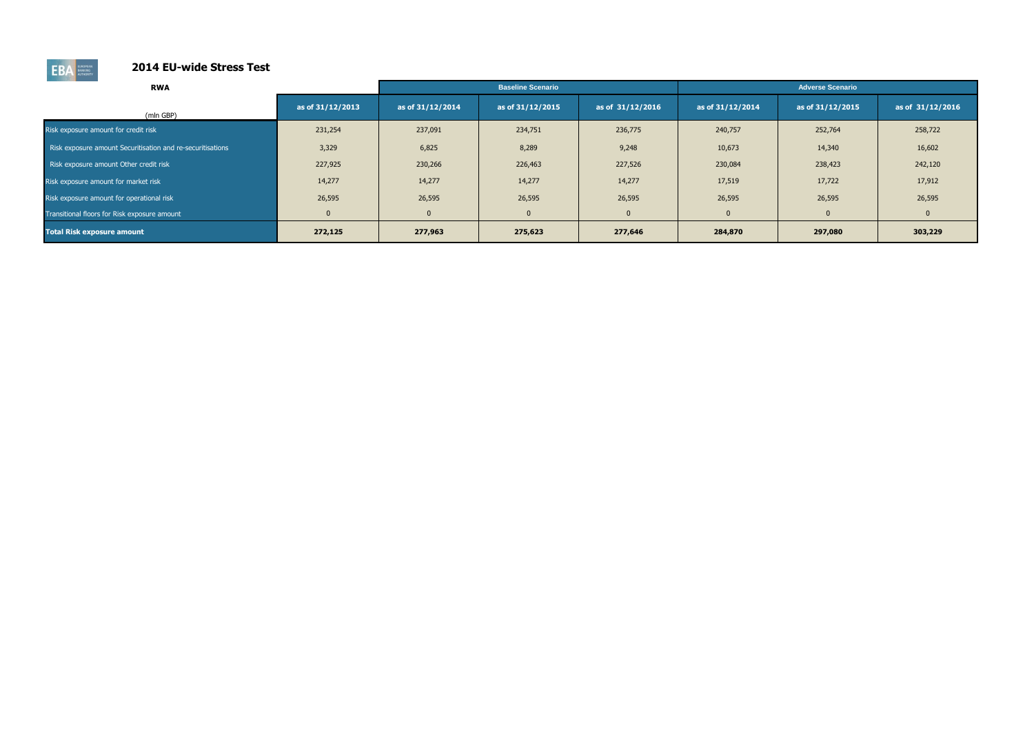## 2014 EU-wide Stress Test

| RWA (mln GBP) | as of 31/12/2013 | Baseline Scenario | | | Adverse Scenario | | |
|---|---|---|---|---|---|---|---|
| | | as of 31/12/2014 | as of 31/12/2015 | as of 31/12/2016 | as of 31/12/2014 | as of 31/12/2015 | as of 31/12/2016 |
| Risk exposure amount for credit risk | 231,254 | 237,091 | 234,751 | 236,775 | 240,757 | 252,764 | 258,722 |
| Risk exposure amount Securitisation and re-securitisations | 3,329 | 6,825 | 8,289 | 9,248 | 10,673 | 14,340 | 16,602 |
| Risk exposure amount Other credit risk | 227,925 | 230,266 | 226,463 | 227,526 | 230,084 | 238,423 | 242,120 |
| Risk exposure amount for market risk | 14,277 | 14,277 | 14,277 | 14,277 | 17,519 | 17,722 | 17,912 |
| Risk exposure amount for operational risk | 26,595 | 26,595 | 26,595 | 26,595 | 26,595 | 26,595 | 26,595 |
| Transitional floors for Risk exposure amount | 0 | 0 | 0 | 0 | 0 | 0 | 0 |
| **Total Risk exposure amount** | **272,125** | **277,963** | **275,623** | **277,646** | **284,870** | **297,080** | **303,229** |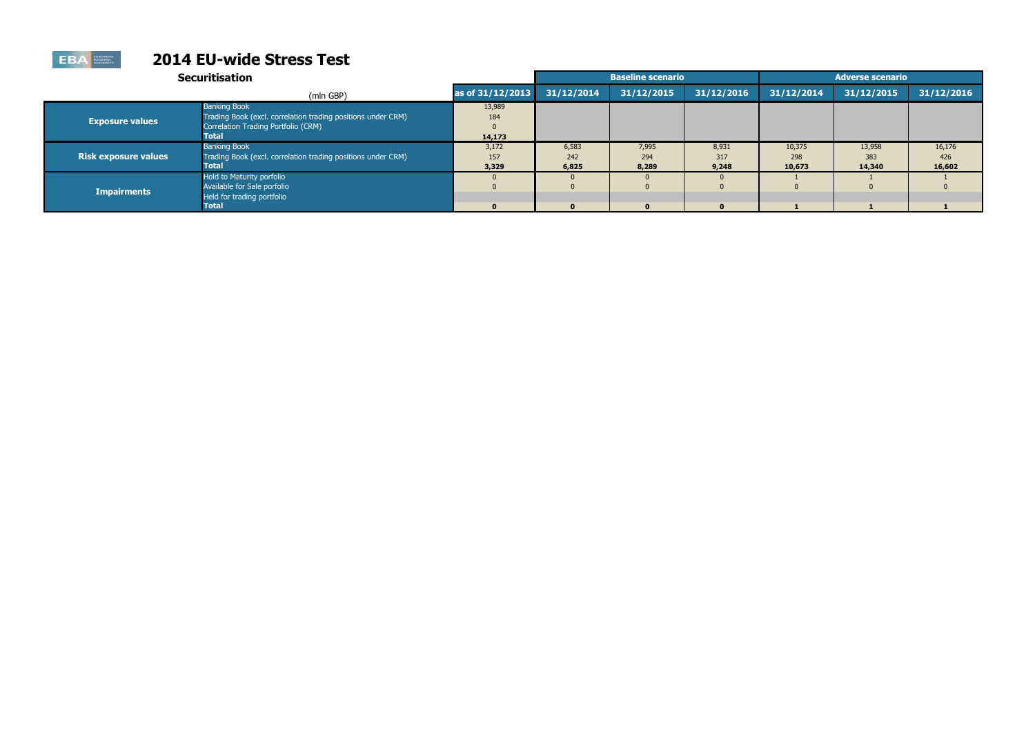# 2014 EU-wide Stress Test

## Securitisation

| | (mln GBP) | as of 31/12/2013 | Baseline scenario 31/12/2014 | Baseline scenario 31/12/2015 | Baseline scenario 31/12/2016 | Adverse scenario 31/12/2014 | Adverse scenario 31/12/2015 | Adverse scenario 31/12/2016 |
|---|---|---|---|---|---|---|---|---|
| **Exposure values** | Banking Book | 13,989 | | | | | | |
| | Trading Book (excl. correlation trading positions under CRM) | 184 | | | | | | |
| | Correlation Trading Portfolio (CRM) | 0 | | | | | | |
| | **Total** | **14,173** | | | | | | |
| **Risk exposure values** | Banking Book | 3,172 | 6,583 | 7,995 | 8,931 | 10,375 | 13,958 | 16,176 |
| | Trading Book (excl. correlation trading positions under CRM) | 157 | 242 | 294 | 317 | 298 | 383 | 426 |
| | **Total** | **3,329** | **6,825** | **8,289** | **9,248** | **10,673** | **14,340** | **16,602** |
| **Impairments** | Hold to Maturity porfolio | 0 | 0 | 0 | 0 | 1 | 1 | 1 |
| | Available for Sale porfolio | 0 | 0 | 0 | 0 | 0 | 0 | 0 |
| | Held for trading portfolio | | | | | | | |
| | **Total** | **0** | **0** | **0** | **0** | **1** | **1** | **1** |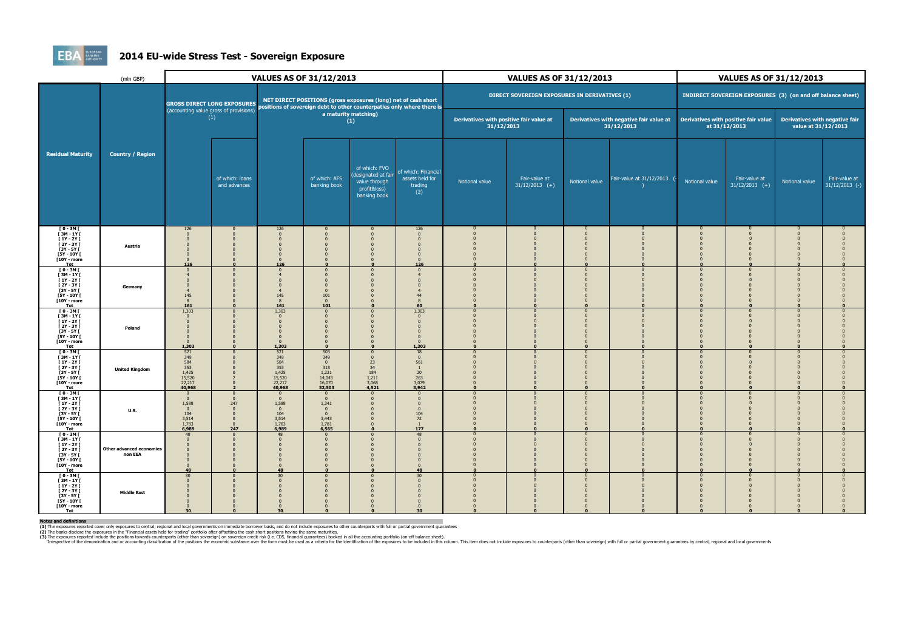# 2014 EU-wide Stress Test - Sovereign Exposure

| (mln GBP) | | VALUES AS OF 31/12/2013 | | | | | | VALUES AS OF 31/12/2013 | | | | VALUES AS OF 31/12/2013 | | | |
|---|---|---|---|---|---|---|---|---|---|---|---|---|---|---|---|
| | | GROSS DIRECT LONG EXPOSURES (accounting value gross of provisions) (1) | | NET DIRECT POSITIONS (gross exposures (long) net of cash short positions of sovereign debt to other counterparties only where there is a maturity matching) (1) | | | | DIRECT SOVEREIGN EXPOSURES IN DERIVATIVES (1) | | | | INDIRECT SOVEREIGN EXPOSURES (3) (on and off balance sheet) | | | |
| | | | | | | | | Derivatives with positive fair value at 31/12/2013 | | Derivatives with negative fair value at 31/12/2013 | | Derivatives with positive fair value at 31/12/2013 | | Derivatives with negative fair value at 31/12/2013 | |
| Residual Maturity | Country / Region | | of which: loans and advances | | of which: AFS banking book | of which: FVO (designated at fair value through profit&loss) banking book | of which: Financial assets held for trading (2) | Notional value | Fair-value at 31/12/2013 (+) | Notional value | Fair-value at 31/12/2013 (-) | Notional value | Fair-value at 31/12/2013 (+) | Notional value | Fair-value at 31/12/2013 (-) |
| [ 0 - 3M [ | Austria | 126 | 0 | 126 | 0 | 0 | 126 | 0 | 0 | 0 | 0 | 0 | 0 | 0 | 0 |
| [ 3M - 1Y [ | | 0 | 0 | 0 | 0 | 0 | 0 | 0 | 0 | 0 | 0 | 0 | 0 | 0 | 0 |
| [ 1Y - 2Y [ | | 0 | 0 | 0 | 0 | 0 | 0 | 0 | 0 | 0 | 0 | 0 | 0 | 0 | 0 |
| [ 2Y - 3Y [ | | 0 | 0 | 0 | 0 | 0 | 0 | 0 | 0 | 0 | 0 | 0 | 0 | 0 | 0 |
| [3Y - 5Y [ | | 0 | 0 | 0 | 0 | 0 | 0 | 0 | 0 | 0 | 0 | 0 | 0 | 0 | 0 |
| [5Y - 10Y [ | | 0 | 0 | 0 | 0 | 0 | 0 | 0 | 0 | 0 | 0 | 0 | 0 | 0 | 0 |
| [10Y - more | | 0 | 0 | 0 | 0 | 0 | 0 | 0 | 0 | 0 | 0 | 0 | 0 | 0 | 0 |
| Tot | | 126 | 0 | 126 | 0 | 0 | 126 | 0 | 0 | 0 | 0 | 0 | 0 | 0 | 0 |
| [ 0 - 3M [ | Germany | 0 | 0 | 0 | 0 | 0 | 0 | 0 | 0 | 0 | 0 | 0 | 0 | 0 | 0 |
| [ 3M - 1Y [ | | 4 | 0 | 4 | 0 | 0 | 4 | 0 | 0 | 0 | 0 | 0 | 0 | 0 | 0 |
| [ 1Y - 2Y [ | | 0 | 0 | 0 | 0 | 0 | 0 | 0 | 0 | 0 | 0 | 0 | 0 | 0 | 0 |
| [ 2Y - 3Y [ | | 0 | 0 | 0 | 0 | 0 | 0 | 0 | 0 | 0 | 0 | 0 | 0 | 0 | 0 |
| [3Y - 5Y [ | | 4 | 0 | 4 | 0 | 0 | 4 | 0 | 0 | 0 | 0 | 0 | 0 | 0 | 0 |
| [5Y - 10Y [ | | 145 | 0 | 145 | 101 | 0 | 44 | 0 | 0 | 0 | 0 | 0 | 0 | 0 | 0 |
| [10Y - more | | 8 | 0 | 8 | 0 | 0 | 8 | 0 | 0 | 0 | 0 | 0 | 0 | 0 | 0 |
| Tot | | 161 | 0 | 161 | 101 | 0 | 60 | 0 | 0 | 0 | 0 | 0 | 0 | 0 | 0 |
| [ 0 - 3M [ | Poland | 1,303 | 0 | 1,303 | 0 | 0 | 1,303 | 0 | 0 | 0 | 0 | 0 | 0 | 0 | 0 |
| [ 3M - 1Y [ | | 0 | 0 | 0 | 0 | 0 | 0 | 0 | 0 | 0 | 0 | 0 | 0 | 0 | 0 |
| [ 1Y - 2Y [ | | 0 | 0 | 0 | 0 | 0 | 0 | 0 | 0 | 0 | 0 | 0 | 0 | 0 | 0 |
| [ 2Y - 3Y [ | | 0 | 0 | 0 | 0 | 0 | 0 | 0 | 0 | 0 | 0 | 0 | 0 | 0 | 0 |
| [3Y - 5Y [ | | 0 | 0 | 0 | 0 | 0 | 0 | 0 | 0 | 0 | 0 | 0 | 0 | 0 | 0 |
| [5Y - 10Y [ | | 0 | 0 | 0 | 0 | 0 | 0 | 0 | 0 | 0 | 0 | 0 | 0 | 0 | 0 |
| [10Y - more | | 0 | 0 | 0 | 0 | 0 | 0 | 0 | 0 | 0 | 0 | 0 | 0 | 0 | 0 |
| Tot | | 1,303 | 0 | 1,303 | 0 | 0 | 1,303 | 0 | 0 | 0 | 0 | 0 | 0 | 0 | 0 |
| [ 0 - 3M [ | United Kingdom | 521 | 0 | 521 | 503 | 0 | 18 | 0 | 0 | 0 | 0 | 0 | 0 | 0 | 0 |
| [ 3M - 1Y [ | | 349 | 0 | 349 | 349 | 0 | 0 | 0 | 0 | 0 | 0 | 0 | 0 | 0 | 0 |
| [ 1Y - 2Y [ | | 584 | 0 | 584 | 0 | 23 | 561 | 0 | 0 | 0 | 0 | 0 | 0 | 0 | 0 |
| [ 2Y - 3Y [ | | 353 | 0 | 353 | 318 | 34 | 1 | 0 | 0 | 0 | 0 | 0 | 0 | 0 | 0 |
| [3Y - 5Y [ | | 1,425 | 0 | 1,425 | 1,221 | 184 | 20 | 0 | 0 | 0 | 0 | 0 | 0 | 0 | 0 |
| [5Y - 10Y [ | | 15,520 | 2 | 15,520 | 14,043 | 1,211 | 263 | 0 | 0 | 0 | 0 | 0 | 0 | 0 | 0 |
| [10Y - more | | 22,217 | 0 | 22,217 | 16,070 | 3,068 | 3,079 | 0 | 0 | 0 | 0 | 0 | 0 | 0 | 0 |
| Tot | | 40,968 | 2 | 40,968 | 32,503 | 4,521 | 3,942 | 0 | 0 | 0 | 0 | 0 | 0 | 0 | 0 |
| [ 0 - 3M [ | U.S. | 0 | 0 | 0 | 0 | 0 | 0 | 0 | 0 | 0 | 0 | 0 | 0 | 0 | 0 |
| [ 3M - 1Y [ | | 0 | 0 | 0 | 0 | 0 | 0 | 0 | 0 | 0 | 0 | 0 | 0 | 0 | 0 |
| [ 1Y - 2Y [ | | 1,588 | 247 | 1,588 | 1,341 | 0 | 0 | 0 | 0 | 0 | 0 | 0 | 0 | 0 | 0 |
| [ 2Y - 3Y [ | | 0 | 0 | 0 | 0 | 0 | 0 | 0 | 0 | 0 | 0 | 0 | 0 | 0 | 0 |
| [3Y - 5Y [ | | 104 | 0 | 104 | 0 | 0 | 104 | 0 | 0 | 0 | 0 | 0 | 0 | 0 | 0 |
| [5Y - 10Y [ | | 3,514 | 0 | 3,514 | 3,443 | 0 | 72 | 0 | 0 | 0 | 0 | 0 | 0 | 0 | 0 |
| [10Y - more | | 1,783 | 0 | 1,783 | 1,781 | 0 | 1 | 0 | 0 | 0 | 0 | 0 | 0 | 0 | 0 |
| Tot | | 6,989 | 247 | 6,989 | 6,565 | 0 | 177 | 0 | 0 | 0 | 0 | 0 | 0 | 0 | 0 |
| [ 0 - 3M [ | Other advanced economies non EEA | 48 | 0 | 48 | 0 | 0 | 48 | 0 | 0 | 0 | 0 | 0 | 0 | 0 | 0 |
| [ 3M - 1Y [ | | 0 | 0 | 0 | 0 | 0 | 0 | 0 | 0 | 0 | 0 | 0 | 0 | 0 | 0 |
| [ 1Y - 2Y [ | | 0 | 0 | 0 | 0 | 0 | 0 | 0 | 0 | 0 | 0 | 0 | 0 | 0 | 0 |
| [ 2Y - 3Y [ | | 0 | 0 | 0 | 0 | 0 | 0 | 0 | 0 | 0 | 0 | 0 | 0 | 0 | 0 |
| [3Y - 5Y [ | | 0 | 0 | 0 | 0 | 0 | 0 | 0 | 0 | 0 | 0 | 0 | 0 | 0 | 0 |
| [5Y - 10Y [ | | 0 | 0 | 0 | 0 | 0 | 0 | 0 | 0 | 0 | 0 | 0 | 0 | 0 | 0 |
| [10Y - more | | 0 | 0 | 0 | 0 | 0 | 0 | 0 | 0 | 0 | 0 | 0 | 0 | 0 | 0 |
| Tot | | 48 | 0 | 48 | 0 | 0 | 48 | 0 | 0 | 0 | 0 | 0 | 0 | 0 | 0 |
| [ 0 - 3M [ | Middle East | 30 | 0 | 30 | 0 | 0 | 30 | 0 | 0 | 0 | 0 | 0 | 0 | 0 | 0 |
| [ 3M - 1Y [ | | 0 | 0 | 0 | 0 | 0 | 0 | 0 | 0 | 0 | 0 | 0 | 0 | 0 | 0 |
| [ 1Y - 2Y [ | | 0 | 0 | 0 | 0 | 0 | 0 | 0 | 0 | 0 | 0 | 0 | 0 | 0 | 0 |
| [ 2Y - 3Y [ | | 0 | 0 | 0 | 0 | 0 | 0 | 0 | 0 | 0 | 0 | 0 | 0 | 0 | 0 |
| [3Y - 5Y [ | | 0 | 0 | 0 | 0 | 0 | 0 | 0 | 0 | 0 | 0 | 0 | 0 | 0 | 0 |
| [5Y - 10Y [ | | 0 | 0 | 0 | 0 | 0 | 0 | 0 | 0 | 0 | 0 | 0 | 0 | 0 | 0 |
| [10Y - more | | 0 | 0 | 0 | 0 | 0 | 0 | 0 | 0 | 0 | 0 | 0 | 0 | 0 | 0 |
| Tot | | 30 | 0 | 30 | 0 | 0 | 30 | 0 | 0 | 0 | 0 | 0 | 0 | 0 | 0 |

**Notes and definitions**

**(1)** The exposures reported cover only exposures to central, regional and local governments on immediate borrower basis, and do not include exposures to other counterparties with full or partial government guarantees

**(2)** The banks disclose the exposures in the "Financial assets held for trading" portfolio after offsetting the cash short positions having the same maturities.

**(3)** The exposures reported include the positions towards counterparts (other than sovereign) on sovereign credit risk (i.e. CDS, financial guarantees) booked in all the accounting portfolio (on-off balance sheet).

Irrespective of the denomination and or accounting classification of the positions the economic substance over the form must be used as a criteria for the identification of the exposures to be included in this column. This item does not include exposures to counterparts (other than sovereign) with full or partial government guarantees by central, regional and local governments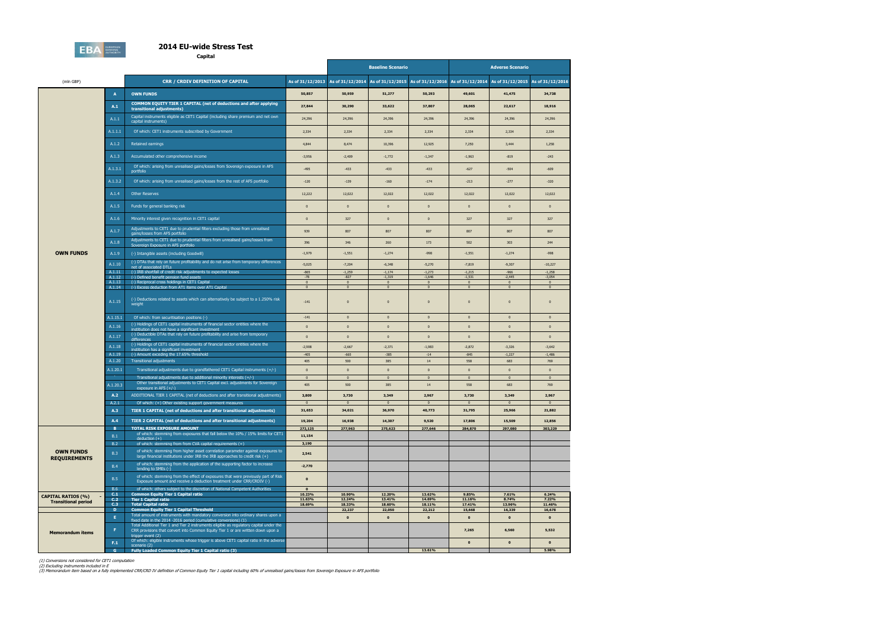# 2014 EU-wide Stress Test

**Capital**

| (mln GBP) | | CRR / CRDIV DEFINITION OF CAPITAL | As of 31/12/2013 | Baseline Scenario | | | Adverse Scenario | | |
|---|---|---|---|---|---|---|---|---|---|
| | | | | As of 31/12/2014 | As of 31/12/2015 | As of 31/12/2016 | As of 31/12/2014 | As of 31/12/2015 | As of 31/12/2016 |
| OWN FUNDS | A | **OWN FUNDS** | **50,857** | **50,959** | **51,277** | **50,293** | **49,601** | **41,475** | **34,738** |
| | A.1 | **COMMON EQUITY TIER 1 CAPITAL (net of deductions and after applying transitional adjustments)** | **27,844** | **30,290** | **33,622** | **37,807** | **28,065** | **22,617** | **18,916** |
| | A.1.1 | Capital instruments eligible as CET1 Capital (including share premium and net own capital instruments) | 24,396 | 24,396 | 24,396 | 24,396 | 24,396 | 24,396 | 24,396 |
| | A.1.1.1 | Of which: CET1 instruments subscribed by Government | 2,334 | 2,334 | 2,334 | 2,334 | 2,334 | 2,334 | 2,334 |
| | A.1.2 | Retained earnings | 4,844 | 8,474 | 10,396 | 12,925 | 7,250 | 3,444 | 1,258 |
| | A.1.3 | Accumulated other comprehensive income | -3,956 | -2,409 | -1,772 | -1,347 | -1,963 | -819 | -243 |
| | A.1.3.1 | Of which: arising from unrealised gains/losses from Sovereign exposure in AFS portfolio | -495 | -433 | -433 | -433 | -627 | -504 | -609 |
| | A.1.3.2 | Of which: arising from unrealised gains/losses from the rest of AFS portfolio | -120 | -139 | -160 | -174 | -213 | -277 | -320 |
| | A.1.4 | Other Reserves | 12,222 | 12,022 | 12,022 | 12,022 | 12,022 | 12,022 | 12,022 |
| | A.1.5 | Funds for general banking risk | 0 | 0 | 0 | 0 | 0 | 0 | 0 |
| | A.1.6 | Minority interest given recognition in CET1 capital | 0 | 327 | 0 | 0 | 327 | 327 | 327 |
| | A.1.7 | Adjustments to CET1 due to prudential filters excluding those from unrealised gains/losses from AFS portfolio | 939 | 807 | 807 | 807 | 807 | 807 | 807 |
| | A.1.8 | Adjustments to CET1 due to prudential filters from unrealised gains/losses from Sovereign Exposure in AFS portfolio | 396 | 346 | 260 | 173 | 502 | 303 | 244 |
| | A.1.9 | (-) Intangible assets (including Goodwill) | -1,979 | -1,551 | -1,274 | -998 | -1,551 | -1,274 | -998 |
| | A.1.10 | (-) DTAs that rely on future profitability and do not arise from temporary differences net of associated DTLs | -5,025 | -7,204 | -6,348 | -5,270 | -7,819 | -9,307 | -10,227 |
| | A.1.11 | (-) IRB shortfall of credit risk adjustments to expected losses | -865 | -1,259 | -1,174 | -1,273 | -1,215 | -966 | -1,258 |
| | A.1.12 | (-) Defined benefit pension fund assets | -78 | -827 | -1,319 | -1,646 | -1,531 | -2,445 | -3,054 |
| | A.1.13 | (-) Reciprocal cross holdings in CET1 Capital | 0 | 0 | 0 | 0 | 0 | 0 | 0 |
| | A.1.14 | (-) Excess deduction from AT1 items over AT1 Capital | 0 | 0 | 0 | 0 | 0 | 0 | 0 |
| | A.1.15 | (-) Deductions related to assets which can alternatively be subject to a 1.250% risk weight | -141 | 0 | 0 | 0 | 0 | 0 | 0 |
| | A.1.15.1 | Of which: from securitisation positions (-) | -141 | 0 | 0 | 0 | 0 | 0 | 0 |
| | A.1.16 | (-) Holdings of CET1 capital instruments of financial sector entities where the institution does not have a significant investment | 0 | 0 | 0 | 0 | 0 | 0 | 0 |
| | A.1.17 | (-) Deductible DTAs that rely on future profitability and arise from temporary differences | 0 | 0 | 0 | 0 | 0 | 0 | 0 |
| | A.1.18 | (-) Holdings of CET1 capital instruments of financial sector entities where the institution has a significant investment | -2,908 | -2,667 | -2,371 | -1,983 | -2,872 | -3,326 | -3,642 |
| | A.1.19 | (-) Amount exceeding the 17.65% threshold | -405 | -665 | -385 | -14 | -845 | -1,227 | -1,486 |
| | A.1.20 | Transitional adjustments | 405 | 500 | 385 | 14 | 558 | 683 | 769 |
| | A.1.20.1 | Transitional adjustments due to grandfathered CET1 Capital instruments (+/-) | 0 | 0 | 0 | 0 | 0 | 0 | 0 |
| | | Transitional adjustments due to additional minority interests (+/-) | 0 | 0 | 0 | 0 | 0 | 0 | 0 |
| | A.1.20.3 | Other transitional adjustments to CET1 Capital excl. adjustments for Sovereign exposure in AFS (+/-) | 405 | 500 | 385 | 14 | 558 | 683 | 769 |
| | A.2 | ADDITIONAL TIER 1 CAPITAL (net of deductions and after transitional adjustments) | 3,809 | 3,730 | 3,349 | 2,967 | 3,730 | 3,349 | 2,967 |
| | A.2.1 | Of which: (+) Other existing support government measures | 0 | 0 | 0 | 0 | 0 | 0 | 0 |
| | A.3 | **TIER 1 CAPITAL (net of deductions and after transitional adjustments)** | 31,653 | 34,021 | 36,970 | 40,773 | 31,795 | 25,966 | 21,882 |
| | A.4 | **TIER 2 CAPITAL (net of deductions and after transitional adjustments)** | 19,204 | 16,938 | 14,307 | 9,520 | 17,806 | 15,509 | 12,856 |
| OWN FUNDS REQUIREMENTS | B | **TOTAL RISK EXPOSURE AMOUNT** | **272,125** | **277,963** | **275,623** | **277,646** | **284,870** | **297,080** | **303,229** |
| | B.1 | of which: stemming from exposures that fall below the 10% / 15% limits for CET1 deduction (+) | 11,154 | | | | | | |
| | B.2 | of which: stemming from from CVA capital requirements (+) | 3,190 | | | | | | |
| | B.3 | of which: stemming from higher asset correlation parameter against exposures to large financial institutions under IRB the IRB approaches to credit risk (+) | 2,541 | | | | | | |
| | B.4 | of which: stemming from the application of the supporting factor to increase lending to SMEs (-) | -2,770 | | | | | | |
| | B.5 | of which: stemming from the effect of exposures that were previously part of Risk Exposure amount and receive a deduction treatment under CRR/CRDIV (-) | 0 | | | | | | |
| | B.6 | of which: others subject to the discretion of National Competent Authorities | 0 | | | | | | |
| CAPITAL RATIOS (%) - Transitional period | C.1 | **Common Equity Tier 1 Capital ratio** | **10.23%** | **10.90%** | **12.20%** | **13.62%** | **9.85%** | **7.61%** | **6.24%** |
| | C.2 | **Tier 1 Capital ratio** | **11.63%** | **12.24%** | **13.41%** | **14.69%** | **11.16%** | **8.74%** | **7.22%** |
| | C.3 | **Total Capital ratio** | **18.69%** | **18.33%** | **18.60%** | **18.11%** | **17.41%** | **13.96%** | **11.46%** |
| Memorandum items | D | **Common Equity Tier 1 Capital Threshold** | | **22,237** | **22,050** | **22,212** | **15,668** | **16,339** | **16,678** |
| | E | Total amount of instruments with mandatory conversion into ordinary shares upon a fixed date in the 2014 -2016 period (cumulative conversions) (1) | | **0** | **0** | **0** | **0** | **0** | **0** |
| | F | Total Additional Tier 1 and Tier 2 instruments eligible as regulatory capital under the CRR provisions that convert into Common Equity Tier 1 or are written down upon a trigger event (2) | | | | | **7,265** | **6,560** | **5,532** |
| | F.1 | Of which: eligible instruments whose trigger is above CET1 capital ratio in the adverse scenario (2) | | | | | **0** | **0** | **0** |
| | G | **Fully Loaded Common Equity Tier 1 Capital ratio (3)** | | | | **13.61%** | | | **5.98%** |

*(1) Conversions not considered for CET1 computation*

*(2) Excluding instruments included in E*

*(3) Memorandum item based on a fully implemented CRR/CRD IV definition of Common Equity Tier 1 capital including 60% of unrealised gains/losses from Sovereign Exposure in AFS portfolio*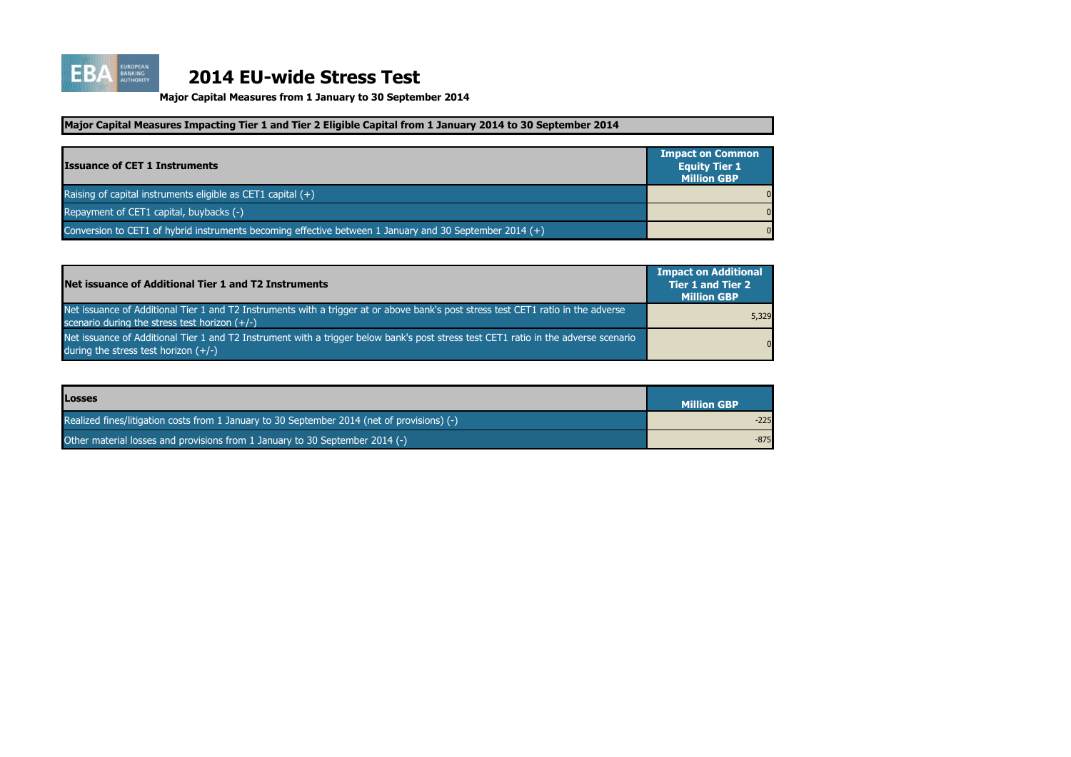# 2014 EU-wide Stress Test

**Major Capital Measures from 1 January to 30 September 2014**

**Major Capital Measures Impacting Tier 1 and Tier 2 Eligible Capital from 1 January 2014 to 30 September 2014**

| Issuance of CET 1 Instruments | Impact on Common Equity Tier 1 Million GBP |
|---|---|
| Raising of capital instruments eligible as CET1 capital (+) | 0 |
| Repayment of CET1 capital, buybacks (-) | 0 |
| Conversion to CET1 of hybrid instruments becoming effective between 1 January and 30 September 2014 (+) | 0 |

| Net issuance of Additional Tier 1 and T2 Instruments | Impact on Additional Tier 1 and Tier 2 Million GBP |
|---|---|
| Net issuance of Additional Tier 1 and T2 Instruments with a trigger at or above bank's post stress test CET1 ratio in the adverse scenario during the stress test horizon (+/-) | 5,329 |
| Net issuance of Additional Tier 1 and T2 Instrument with a trigger below bank's post stress test CET1 ratio in the adverse scenario during the stress test horizon (+/-) | 0 |

| Losses | Million GBP |
|---|---|
| Realized fines/litigation costs from 1 January to 30 September 2014 (net of provisions) (-) | -225 |
| Other material losses and provisions from 1 January to 30 September 2014 (-) | -875 |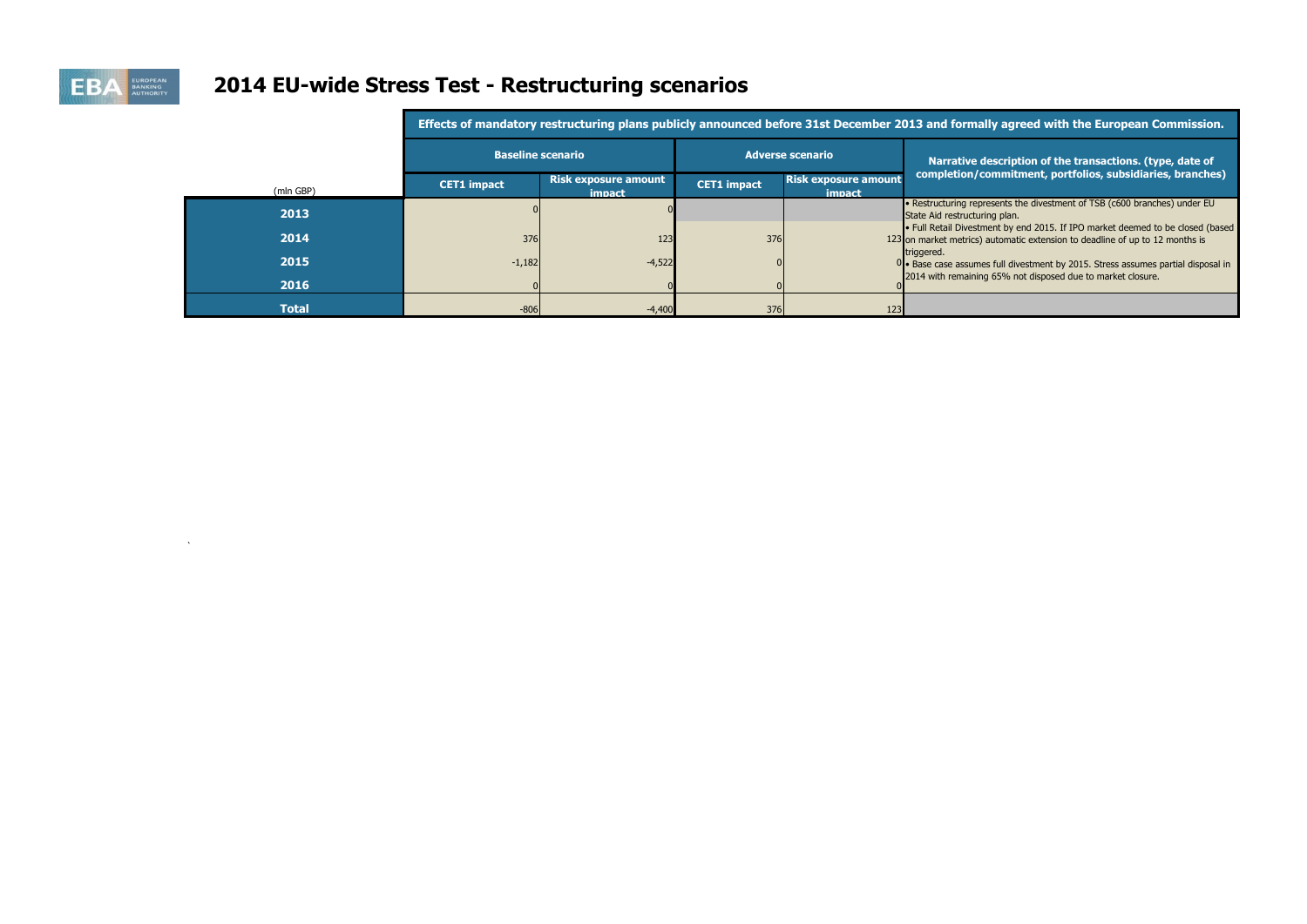# 2014 EU-wide Stress Test - Restructuring scenarios

| | Effects of mandatory restructuring plans publicly announced before 31st December 2013 and formally agreed with the European Commission. | | | | |
|---|---|---|---|---|---|
| | Baseline scenario | | Adverse scenario | | Narrative description of the transactions. (type, date of completion/commitment, portfolios, subsidiaries, branches) |
| (mln GBP) | CET1 impact | Risk exposure amount impact | CET1 impact | Risk exposure amount impact | |
| 2013 | 0 | 0 | | | • Restructuring represents the divestment of TSB (c600 branches) under EU State Aid restructuring plan.<br>• Full Retail Divestment by end 2015. If IPO market deemed to be closed (based on market metrics) automatic extension to deadline of up to 12 months is triggered.<br>• Base case assumes full divestment by 2015. Stress assumes partial disposal in 2014 with remaining 65% not disposed due to market closure. |
| 2014 | 376 | 123 | 376 | 123 | |
| 2015 | -1,182 | -4,522 | 0 | 0 | |
| 2016 | 0 | 0 | 0 | 0 | |
| Total | -806 | -4,400 | 376 | 123 | |